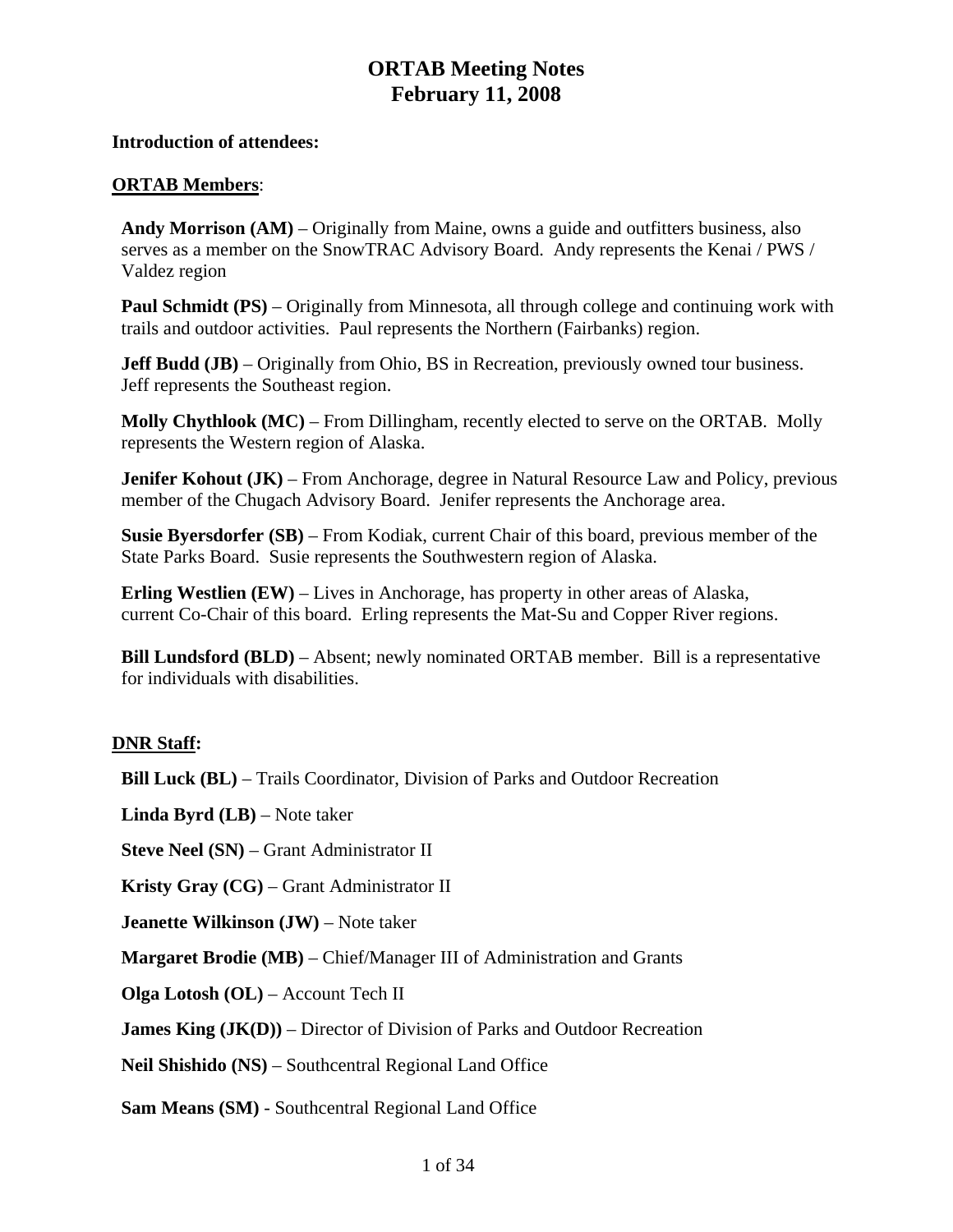# ORTAB Meeting Notes
# February 11, 2008

**Introduction of attendees:**

**ORTAB Members**:

**Andy Morrison (AM)** – Originally from Maine, owns a guide and outfitters business, also serves as a member on the SnowTRAC Advisory Board. Andy represents the Kenai / PWS / Valdez region

**Paul Schmidt (PS)** – Originally from Minnesota, all through college and continuing work with trails and outdoor activities. Paul represents the Northern (Fairbanks) region.

**Jeff Budd (JB)** – Originally from Ohio, BS in Recreation, previously owned tour business. Jeff represents the Southeast region.

**Molly Chythlook (MC)** – From Dillingham, recently elected to serve on the ORTAB. Molly represents the Western region of Alaska.

**Jenifer Kohout (JK)** – From Anchorage, degree in Natural Resource Law and Policy, previous member of the Chugach Advisory Board. Jenifer represents the Anchorage area.

**Susie Byersdorfer (SB)** – From Kodiak, current Chair of this board, previous member of the State Parks Board. Susie represents the Southwestern region of Alaska.

**Erling Westlien (EW)** – Lives in Anchorage, has property in other areas of Alaska, current Co-Chair of this board. Erling represents the Mat-Su and Copper River regions.

**Bill Lundsford (BLD)** – Absent; newly nominated ORTAB member. Bill is a representative for individuals with disabilities.

**DNR Staff:**

**Bill Luck (BL)** – Trails Coordinator, Division of Parks and Outdoor Recreation

**Linda Byrd (LB)** – Note taker

**Steve Neel (SN)** – Grant Administrator II

**Kristy Gray (CG)** – Grant Administrator II

**Jeanette Wilkinson (JW)** – Note taker

**Margaret Brodie (MB)** – Chief/Manager III of Administration and Grants

**Olga Lotosh (OL)** – Account Tech II

**James King (JK(D))** – Director of Division of Parks and Outdoor Recreation

**Neil Shishido (NS)** – Southcentral Regional Land Office

**Sam Means (SM)** - Southcentral Regional Land Office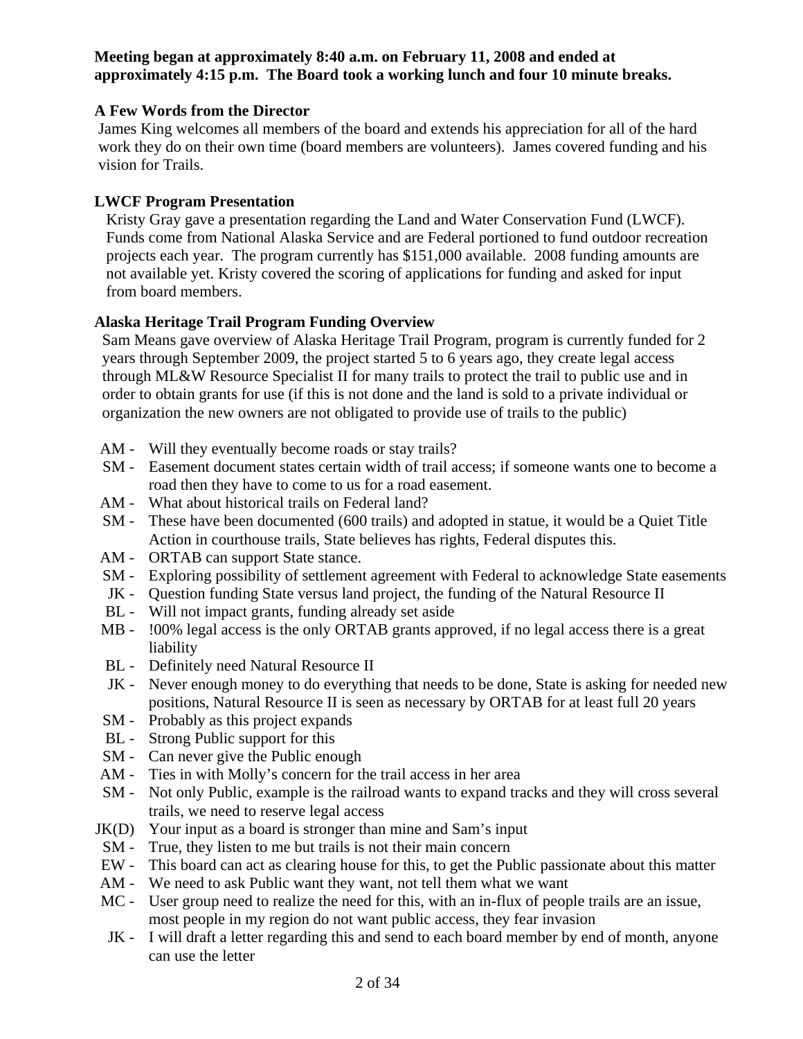**Meeting began at approximately 8:40 a.m. on February 11, 2008 and ended at approximately 4:15 p.m. The Board took a working lunch and four 10 minute breaks.**

**A Few Words from the Director**

James King welcomes all members of the board and extends his appreciation for all of the hard work they do on their own time (board members are volunteers). James covered funding and his vision for Trails.

**LWCF Program Presentation**

Kristy Gray gave a presentation regarding the Land and Water Conservation Fund (LWCF). Funds come from National Alaska Service and are Federal portioned to fund outdoor recreation projects each year. The program currently has $151,000 available. 2008 funding amounts are not available yet. Kristy covered the scoring of applications for funding and asked for input from board members.

**Alaska Heritage Trail Program Funding Overview**

Sam Means gave overview of Alaska Heritage Trail Program, program is currently funded for 2 years through September 2009, the project started 5 to 6 years ago, they create legal access through ML&W Resource Specialist II for many trails to protect the trail to public use and in order to obtain grants for use (if this is not done and the land is sold to a private individual or organization the new owners are not obligated to provide use of trails to the public)

AM - Will they eventually become roads or stay trails?

SM - Easement document states certain width of trail access; if someone wants one to become a road then they have to come to us for a road easement.

AM - What about historical trails on Federal land?

SM - These have been documented (600 trails) and adopted in statue, it would be a Quiet Title Action in courthouse trails, State believes has rights, Federal disputes this.

AM - ORTAB can support State stance.

SM - Exploring possibility of settlement agreement with Federal to acknowledge State easements

JK - Question funding State versus land project, the funding of the Natural Resource II

BL - Will not impact grants, funding already set aside

MB - !00% legal access is the only ORTAB grants approved, if no legal access there is a great liability

BL - Definitely need Natural Resource II

JK - Never enough money to do everything that needs to be done, State is asking for needed new positions, Natural Resource II is seen as necessary by ORTAB for at least full 20 years

SM - Probably as this project expands

BL - Strong Public support for this

SM - Can never give the Public enough

AM - Ties in with Molly's concern for the trail access in her area

SM - Not only Public, example is the railroad wants to expand tracks and they will cross several trails, we need to reserve legal access

JK(D) Your input as a board is stronger than mine and Sam's input

SM - True, they listen to me but trails is not their main concern

EW - This board can act as clearing house for this, to get the Public passionate about this matter

AM - We need to ask Public want they want, not tell them what we want

MC - User group need to realize the need for this, with an in-flux of people trails are an issue, most people in my region do not want public access, they fear invasion

JK - I will draft a letter regarding this and send to each board member by end of month, anyone can use the letter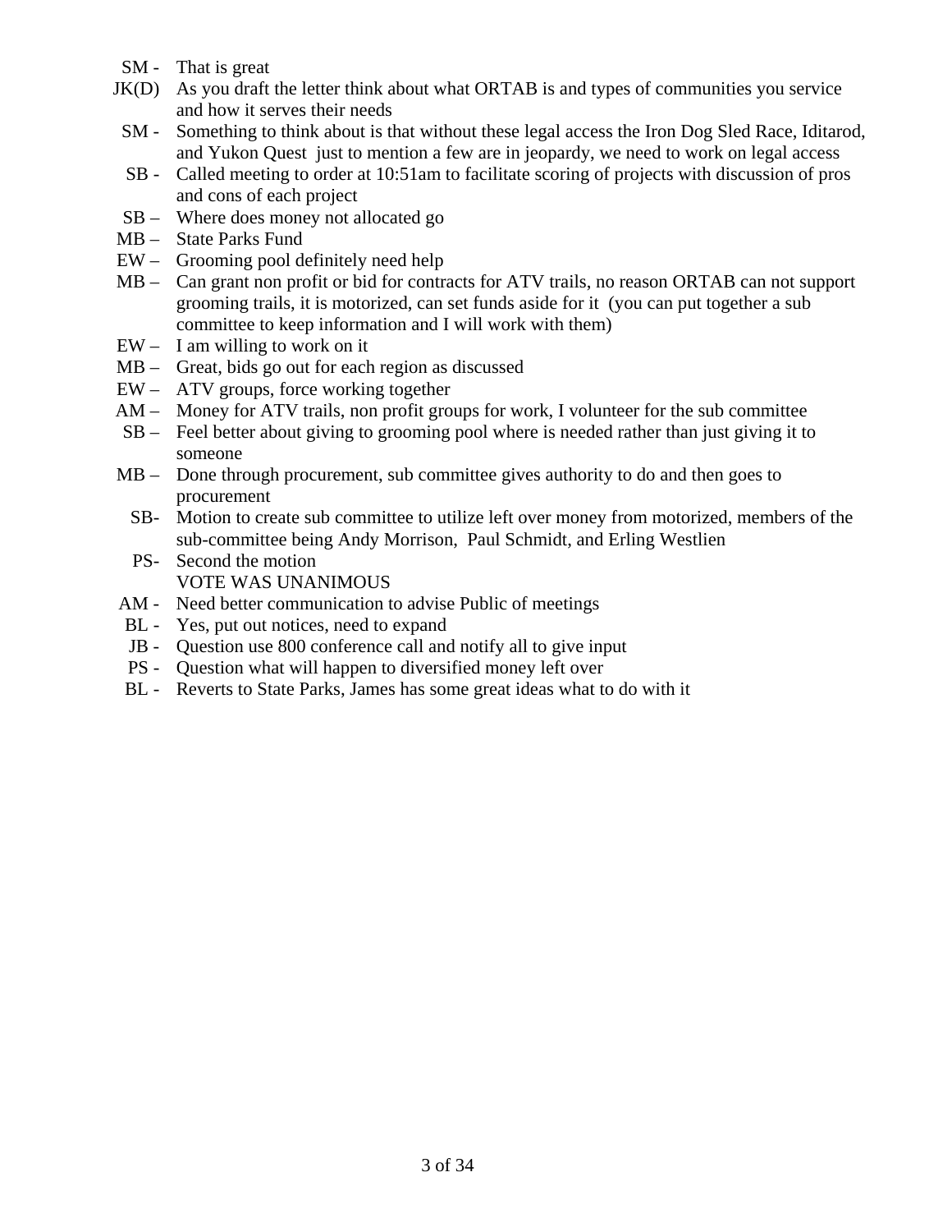SM - That is great

JK(D) As you draft the letter think about what ORTAB is and types of communities you service and how it serves their needs

SM - Something to think about is that without these legal access the Iron Dog Sled Race, Iditarod, and Yukon Quest just to mention a few are in jeopardy, we need to work on legal access

SB - Called meeting to order at 10:51am to facilitate scoring of projects with discussion of pros and cons of each project

SB – Where does money not allocated go

MB – State Parks Fund

EW – Grooming pool definitely need help

MB – Can grant non profit or bid for contracts for ATV trails, no reason ORTAB can not support grooming trails, it is motorized, can set funds aside for it (you can put together a sub committee to keep information and I will work with them)

EW – I am willing to work on it

MB – Great, bids go out for each region as discussed

EW – ATV groups, force working together

AM – Money for ATV trails, non profit groups for work, I volunteer for the sub committee

SB – Feel better about giving to grooming pool where is needed rather than just giving it to someone

MB – Done through procurement, sub committee gives authority to do and then goes to procurement

SB- Motion to create sub committee to utilize left over money from motorized, members of the sub-committee being Andy Morrison, Paul Schmidt, and Erling Westlien

PS- Second the motion
VOTE WAS UNANIMOUS

AM - Need better communication to advise Public of meetings

BL - Yes, put out notices, need to expand

JB - Question use 800 conference call and notify all to give input

PS - Question what will happen to diversified money left over

BL - Reverts to State Parks, James has some great ideas what to do with it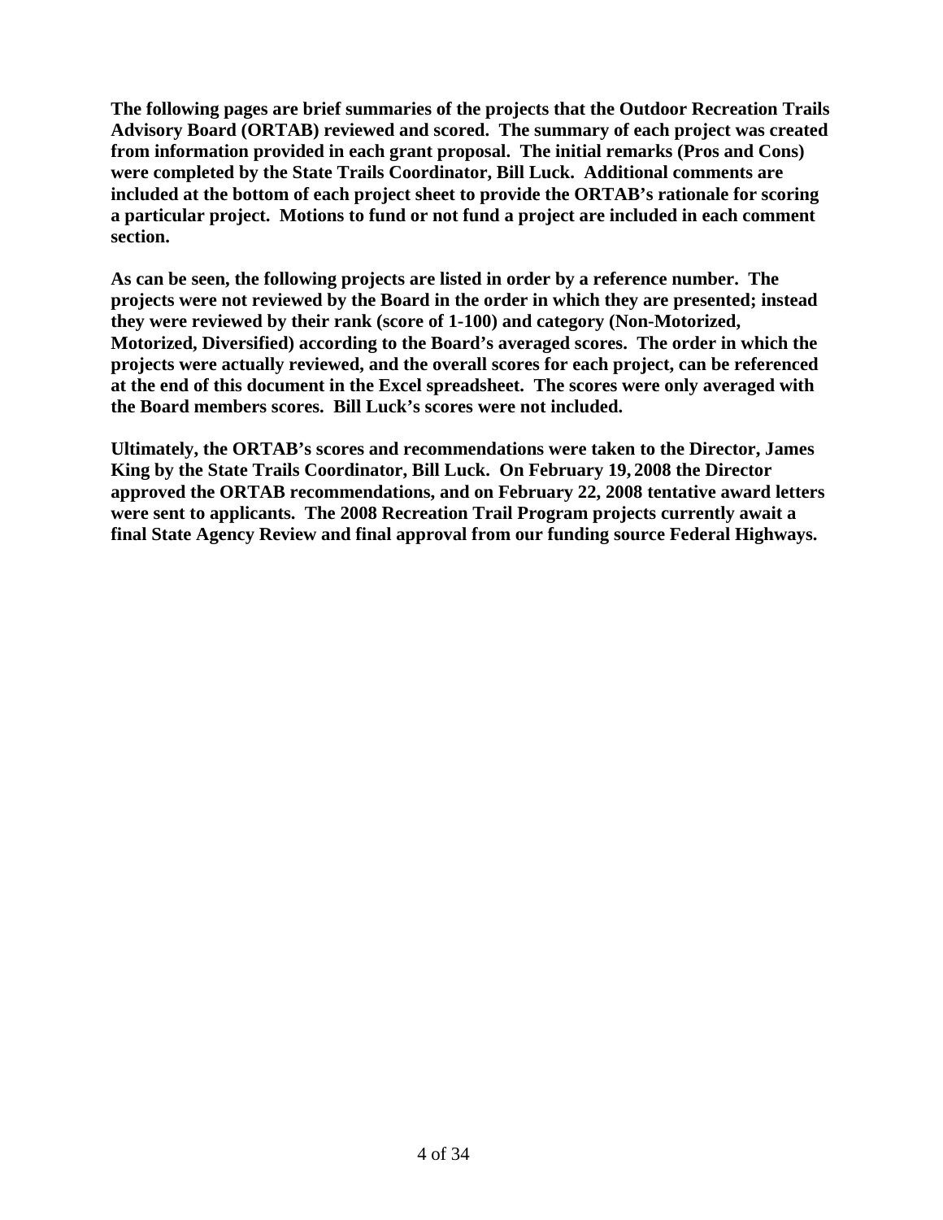**The following pages are brief summaries of the projects that the Outdoor Recreation Trails Advisory Board (ORTAB) reviewed and scored. The summary of each project was created from information provided in each grant proposal. The initial remarks (Pros and Cons) were completed by the State Trails Coordinator, Bill Luck. Additional comments are included at the bottom of each project sheet to provide the ORTAB's rationale for scoring a particular project. Motions to fund or not fund a project are included in each comment section.**

**As can be seen, the following projects are listed in order by a reference number. The projects were not reviewed by the Board in the order in which they are presented; instead they were reviewed by their rank (score of 1-100) and category (Non-Motorized, Motorized, Diversified) according to the Board's averaged scores. The order in which the projects were actually reviewed, and the overall scores for each project, can be referenced at the end of this document in the Excel spreadsheet. The scores were only averaged with the Board members scores. Bill Luck's scores were not included.**

**Ultimately, the ORTAB's scores and recommendations were taken to the Director, James King by the State Trails Coordinator, Bill Luck. On February 19, 2008 the Director approved the ORTAB recommendations, and on February 22, 2008 tentative award letters were sent to applicants. The 2008 Recreation Trail Program projects currently await a final State Agency Review and final approval from our funding source Federal Highways.**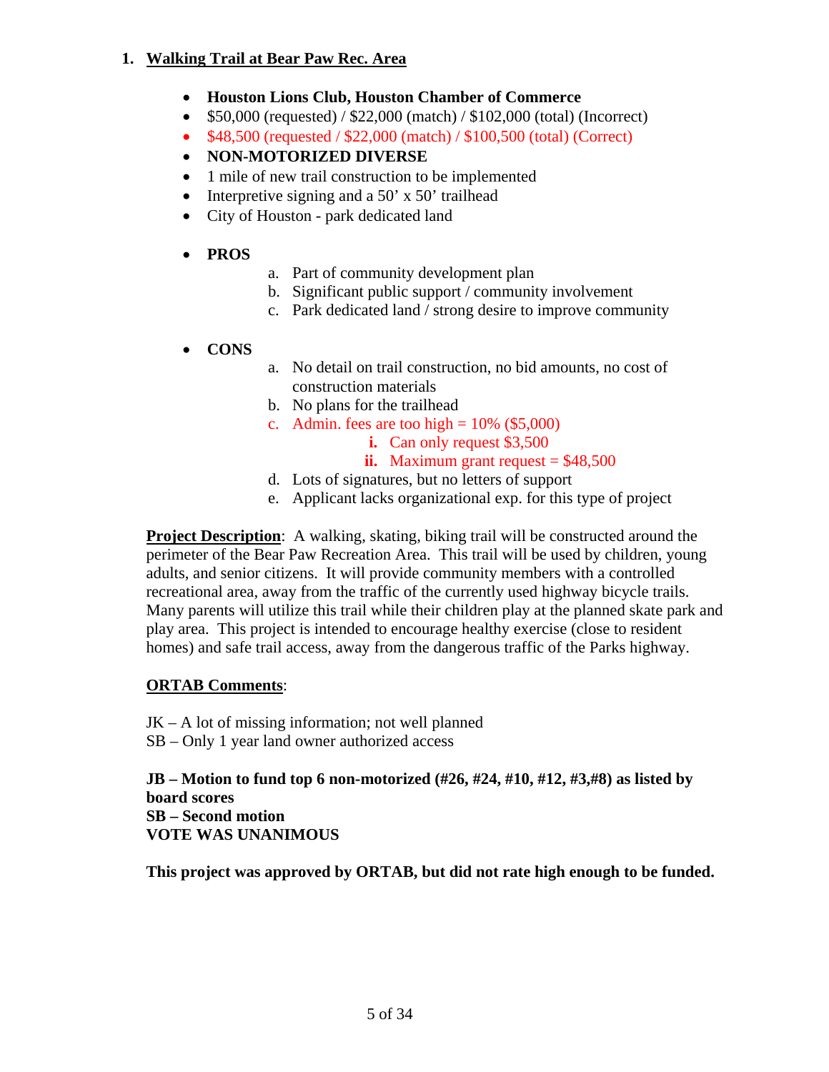## 1. Walking Trail at Bear Paw Rec. Area

- **Houston Lions Club, Houston Chamber of Commerce**
- $50,000 (requested) / $22,000 (match) / $102,000 (total) (Incorrect)
- $48,500 (requested / $22,000 (match) / $100,500 (total) (Correct)
- **NON-MOTORIZED DIVERSE**
- 1 mile of new trail construction to be implemented
- Interpretive signing and a 50' x 50' trailhead
- City of Houston - park dedicated land

- **PROS**
  a. Part of community development plan
  b. Significant public support / community involvement
  c. Park dedicated land / strong desire to improve community

- **CONS**
  a. No detail on trail construction, no bid amounts, no cost of construction materials
  b. No plans for the trailhead
  c. Admin. fees are too high = 10% ($5,000)
     i. Can only request $3,500
     ii. Maximum grant request = $48,500
  d. Lots of signatures, but no letters of support
  e. Applicant lacks organizational exp. for this type of project

**Project Description**: A walking, skating, biking trail will be constructed around the perimeter of the Bear Paw Recreation Area. This trail will be used by children, young adults, and senior citizens. It will provide community members with a controlled recreational area, away from the traffic of the currently used highway bicycle trails. Many parents will utilize this trail while their children play at the planned skate park and play area. This project is intended to encourage healthy exercise (close to resident homes) and safe trail access, away from the dangerous traffic of the Parks highway.

**ORTAB Comments**:

JK – A lot of missing information; not well planned
SB – Only 1 year land owner authorized access

**JB – Motion to fund top 6 non-motorized (#26, #24, #10, #12, #3,#8) as listed by board scores**
**SB – Second motion**
**VOTE WAS UNANIMOUS**

**This project was approved by ORTAB, but did not rate high enough to be funded.**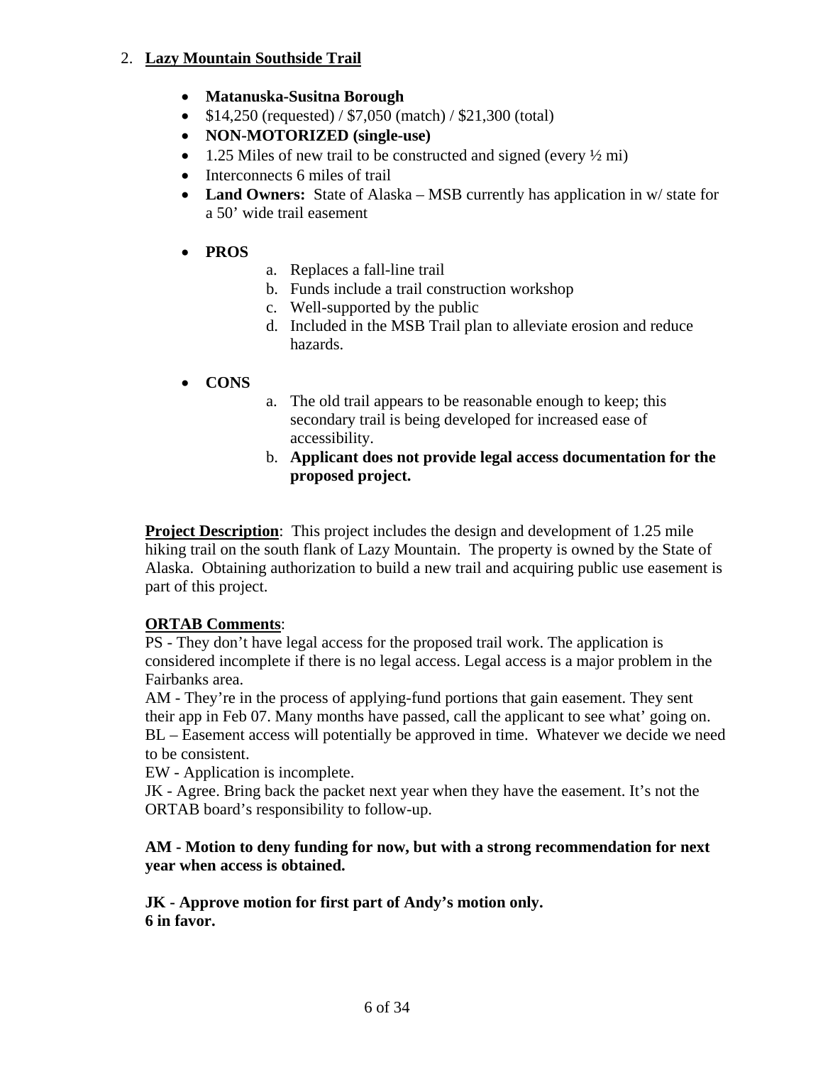2. **Lazy Mountain Southside Trail**

- **Matanuska-Susitna Borough**
- $14,250 (requested) / $7,050 (match) / $21,300 (total)
- **NON-MOTORIZED (single-use)**
- 1.25 Miles of new trail to be constructed and signed (every ½ mi)
- Interconnects 6 miles of trail
- **Land Owners:** State of Alaska – MSB currently has application in w/ state for a 50' wide trail easement

- **PROS**
    a. Replaces a fall-line trail
    b. Funds include a trail construction workshop
    c. Well-supported by the public
    d. Included in the MSB Trail plan to alleviate erosion and reduce hazards.

- **CONS**
    a. The old trail appears to be reasonable enough to keep; this secondary trail is being developed for increased ease of accessibility.
    b. **Applicant does not provide legal access documentation for the proposed project.**

**Project Description**: This project includes the design and development of 1.25 mile hiking trail on the south flank of Lazy Mountain. The property is owned by the State of Alaska. Obtaining authorization to build a new trail and acquiring public use easement is part of this project.

**ORTAB Comments**:
PS - They don't have legal access for the proposed trail work. The application is considered incomplete if there is no legal access. Legal access is a major problem in the Fairbanks area.
AM - They're in the process of applying-fund portions that gain easement. They sent their app in Feb 07. Many months have passed, call the applicant to see what' going on.
BL – Easement access will potentially be approved in time. Whatever we decide we need to be consistent.
EW - Application is incomplete.
JK - Agree. Bring back the packet next year when they have the easement. It's not the ORTAB board's responsibility to follow-up.

**AM - Motion to deny funding for now, but with a strong recommendation for next year when access is obtained.**

**JK - Approve motion for first part of Andy's motion only.**
**6 in favor.**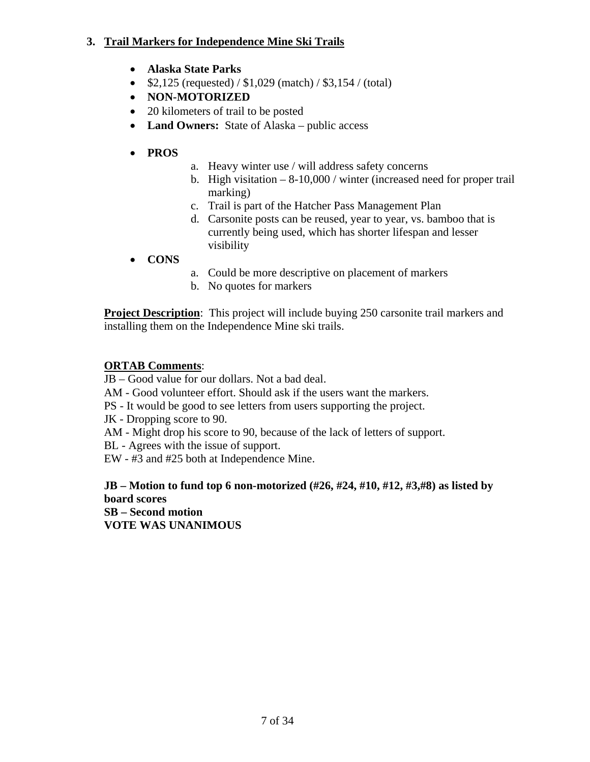### 3. Trail Markers for Independence Mine Ski Trails

- **Alaska State Parks**
- $2,125 (requested) / $1,029 (match) / $3,154 / (total)
- **NON-MOTORIZED**
- 20 kilometers of trail to be posted
- **Land Owners:** State of Alaska – public access

- **PROS**
    a. Heavy winter use / will address safety concerns
    b. High visitation – 8-10,000 / winter (increased need for proper trail marking)
    c. Trail is part of the Hatcher Pass Management Plan
    d. Carsonite posts can be reused, year to year, vs. bamboo that is currently being used, which has shorter lifespan and lesser visibility
- **CONS**
    a. Could be more descriptive on placement of markers
    b. No quotes for markers

**Project Description**: This project will include buying 250 carsonite trail markers and installing them on the Independence Mine ski trails.

**ORTAB Comments**:

JB – Good value for our dollars. Not a bad deal.
AM - Good volunteer effort. Should ask if the users want the markers.
PS - It would be good to see letters from users supporting the project.
JK - Dropping score to 90.
AM - Might drop his score to 90, because of the lack of letters of support.
BL - Agrees with the issue of support.
EW - #3 and #25 both at Independence Mine.

**JB – Motion to fund top 6 non-motorized (#26, #24, #10, #12, #3,#8) as listed by board scores**
**SB – Second motion**
**VOTE WAS UNANIMOUS**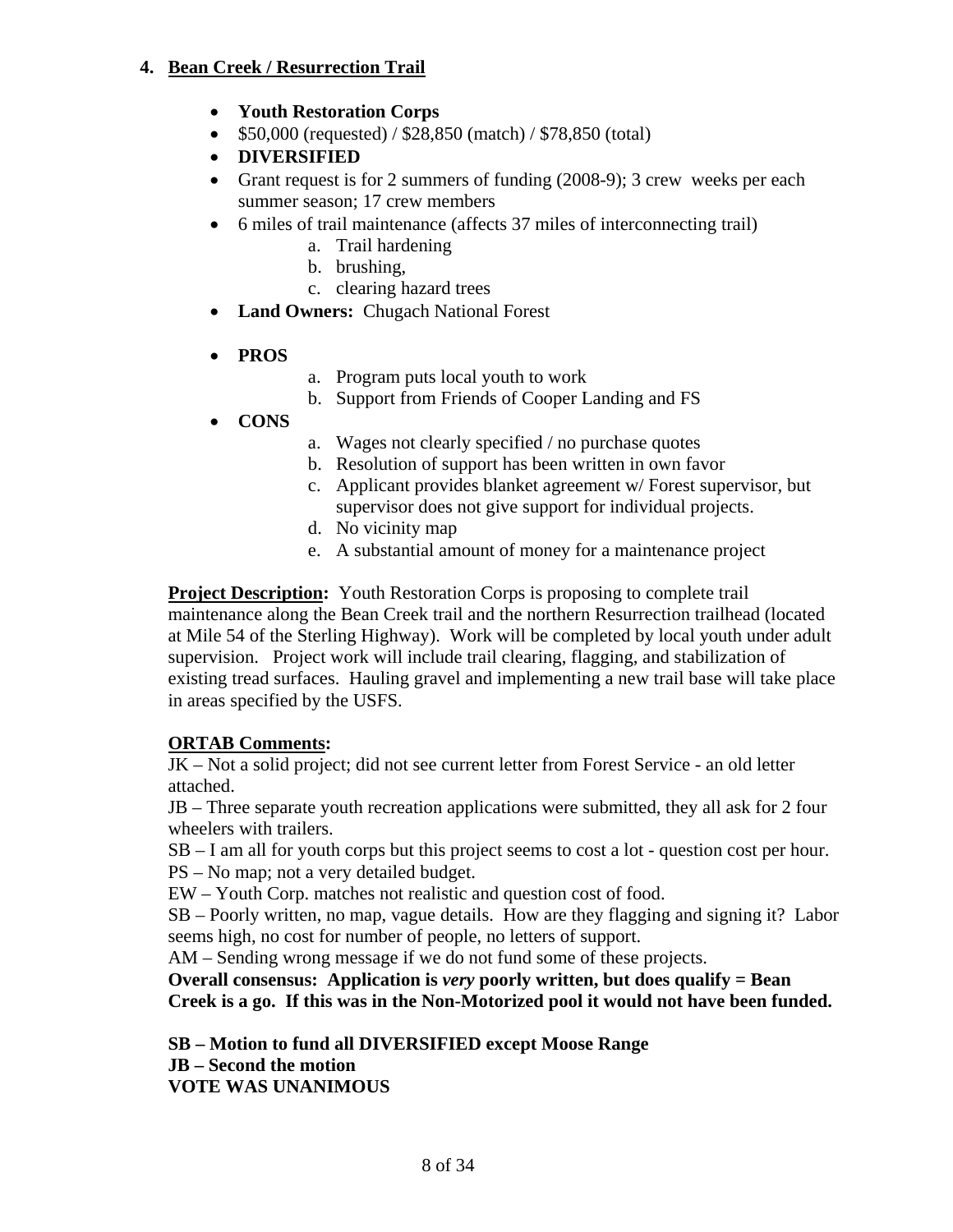## 4. Bean Creek / Resurrection Trail

- **Youth Restoration Corps**
- \$50,000 (requested) / \$28,850 (match) / \$78,850 (total)
- **DIVERSIFIED**
- Grant request is for 2 summers of funding (2008-9); 3 crew weeks per each summer season; 17 crew members
- 6 miles of trail maintenance (affects 37 miles of interconnecting trail)
    a. Trail hardening
    b. brushing,
    c. clearing hazard trees
- **Land Owners:** Chugach National Forest
- **PROS**
    a. Program puts local youth to work
    b. Support from Friends of Cooper Landing and FS
- **CONS**
    a. Wages not clearly specified / no purchase quotes
    b. Resolution of support has been written in own favor
    c. Applicant provides blanket agreement w/ Forest supervisor, but supervisor does not give support for individual projects.
    d. No vicinity map
    e. A substantial amount of money for a maintenance project

**<u>Project Description</u>:** Youth Restoration Corps is proposing to complete trail maintenance along the Bean Creek trail and the northern Resurrection trailhead (located at Mile 54 of the Sterling Highway). Work will be completed by local youth under adult supervision. Project work will include trail clearing, flagging, and stabilization of existing tread surfaces. Hauling gravel and implementing a new trail base will take place in areas specified by the USFS.

**<u>ORTAB Comments</u>:**
JK – Not a solid project; did not see current letter from Forest Service - an old letter attached.
JB – Three separate youth recreation applications were submitted, they all ask for 2 four wheelers with trailers.
SB – I am all for youth corps but this project seems to cost a lot - question cost per hour.
PS – No map; not a very detailed budget.
EW – Youth Corp. matches not realistic and question cost of food.
SB – Poorly written, no map, vague details. How are they flagging and signing it? Labor seems high, no cost for number of people, no letters of support.
AM – Sending wrong message if we do not fund some of these projects.
**Overall consensus: Application is *very* poorly written, but does qualify = Bean Creek is a go. If this was in the Non-Motorized pool it would not have been funded.**

**SB – Motion to fund all DIVERSIFIED except Moose Range**
**JB – Second the motion**
**VOTE WAS UNANIMOUS**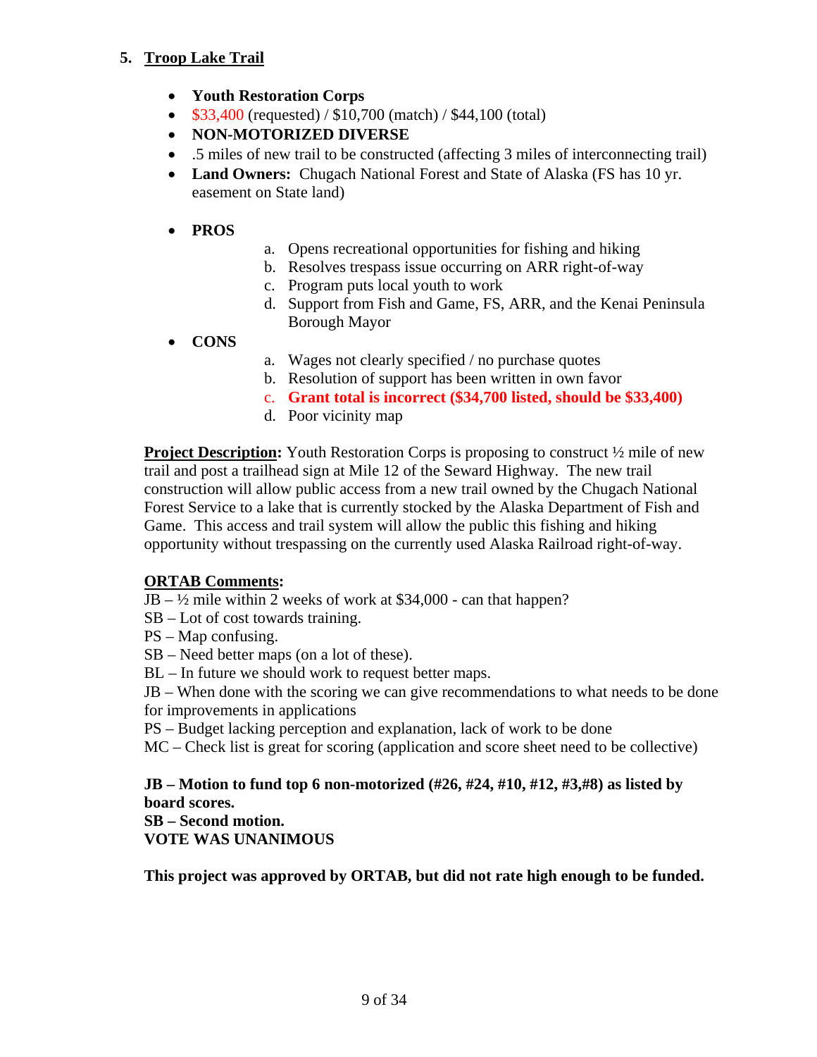## 5. Troop Lake Trail

- **Youth Restoration Corps**
- $33,400 (requested) / $10,700 (match) / $44,100 (total)
- **NON-MOTORIZED DIVERSE**
- .5 miles of new trail to be constructed (affecting 3 miles of interconnecting trail)
- **Land Owners:** Chugach National Forest and State of Alaska (FS has 10 yr. easement on State land)

- **PROS**
    a. Opens recreational opportunities for fishing and hiking
    b. Resolves trespass issue occurring on ARR right-of-way
    c. Program puts local youth to work
    d. Support from Fish and Game, FS, ARR, and the Kenai Peninsula Borough Mayor

- **CONS**
    a. Wages not clearly specified / no purchase quotes
    b. Resolution of support has been written in own favor
    c. **Grant total is incorrect ($34,700 listed, should be $33,400)**
    d. Poor vicinity map

**Project Description:** Youth Restoration Corps is proposing to construct ½ mile of new trail and post a trailhead sign at Mile 12 of the Seward Highway. The new trail construction will allow public access from a new trail owned by the Chugach National Forest Service to a lake that is currently stocked by the Alaska Department of Fish and Game. This access and trail system will allow the public this fishing and hiking opportunity without trespassing on the currently used Alaska Railroad right-of-way.

**ORTAB Comments:**

JB – ½ mile within 2 weeks of work at $34,000 - can that happen?
SB – Lot of cost towards training.
PS – Map confusing.
SB – Need better maps (on a lot of these).
BL – In future we should work to request better maps.
JB – When done with the scoring we can give recommendations to what needs to be done for improvements in applications
PS – Budget lacking perception and explanation, lack of work to be done
MC – Check list is great for scoring (application and score sheet need to be collective)

**JB – Motion to fund top 6 non-motorized (#26, #24, #10, #12, #3,#8) as listed by board scores.**
**SB – Second motion.**
**VOTE WAS UNANIMOUS**

**This project was approved by ORTAB, but did not rate high enough to be funded.**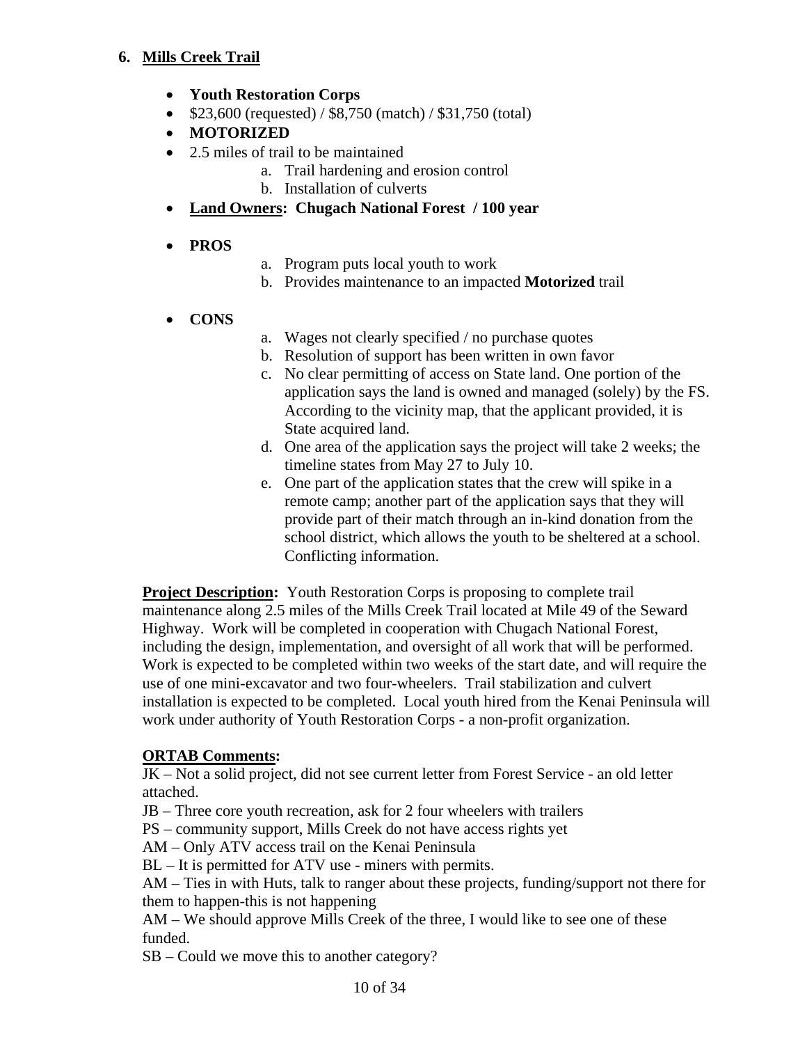## 6. Mills Creek Trail

- **Youth Restoration Corps**
- $23,600 (requested) / $8,750 (match) / $31,750 (total)
- **MOTORIZED**
- 2.5 miles of trail to be maintained
  a. Trail hardening and erosion control
  b. Installation of culverts
- **<u>Land Owners</u>: Chugach National Forest / 100 year**
- **PROS**
  a. Program puts local youth to work
  b. Provides maintenance to an impacted **Motorized** trail
- **CONS**
  a. Wages not clearly specified / no purchase quotes
  b. Resolution of support has been written in own favor
  c. No clear permitting of access on State land. One portion of the application says the land is owned and managed (solely) by the FS. According to the vicinity map, that the applicant provided, it is State acquired land.
  d. One area of the application says the project will take 2 weeks; the timeline states from May 27 to July 10.
  e. One part of the application states that the crew will spike in a remote camp; another part of the application says that they will provide part of their match through an in-kind donation from the school district, which allows the youth to be sheltered at a school. Conflicting information.

**<u>Project Description</u>:** Youth Restoration Corps is proposing to complete trail maintenance along 2.5 miles of the Mills Creek Trail located at Mile 49 of the Seward Highway. Work will be completed in cooperation with Chugach National Forest, including the design, implementation, and oversight of all work that will be performed. Work is expected to be completed within two weeks of the start date, and will require the use of one mini-excavator and two four-wheelers. Trail stabilization and culvert installation is expected to be completed. Local youth hired from the Kenai Peninsula will work under authority of Youth Restoration Corps - a non-profit organization.

**<u>ORTAB Comments</u>:**

JK – Not a solid project, did not see current letter from Forest Service - an old letter attached.
JB – Three core youth recreation, ask for 2 four wheelers with trailers
PS – community support, Mills Creek do not have access rights yet
AM – Only ATV access trail on the Kenai Peninsula
BL – It is permitted for ATV use - miners with permits.
AM – Ties in with Huts, talk to ranger about these projects, funding/support not there for them to happen-this is not happening
AM – We should approve Mills Creek of the three, I would like to see one of these funded.
SB – Could we move this to another category?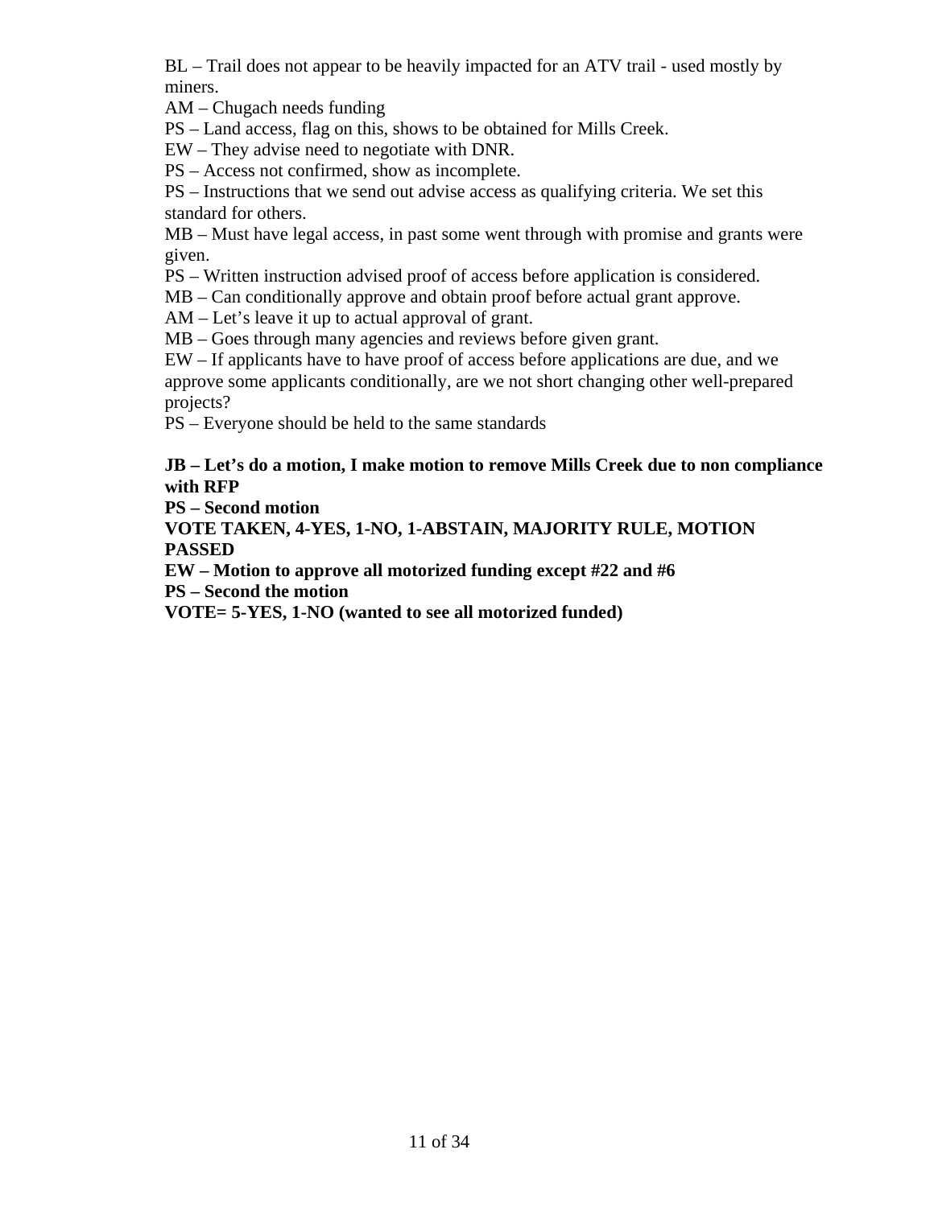BL – Trail does not appear to be heavily impacted for an ATV trail - used mostly by miners.

AM – Chugach needs funding

PS – Land access, flag on this, shows to be obtained for Mills Creek.

EW – They advise need to negotiate with DNR.

PS – Access not confirmed, show as incomplete.

PS – Instructions that we send out advise access as qualifying criteria. We set this standard for others.

MB – Must have legal access, in past some went through with promise and grants were given.

PS – Written instruction advised proof of access before application is considered.

MB – Can conditionally approve and obtain proof before actual grant approve.

AM – Let's leave it up to actual approval of grant.

MB – Goes through many agencies and reviews before given grant.

EW – If applicants have to have proof of access before applications are due, and we approve some applicants conditionally, are we not short changing other well-prepared projects?

PS – Everyone should be held to the same standards

**JB – Let's do a motion, I make motion to remove Mills Creek due to non compliance with RFP**

**PS – Second motion**

**VOTE TAKEN, 4-YES, 1-NO, 1-ABSTAIN, MAJORITY RULE, MOTION PASSED**

**EW – Motion to approve all motorized funding except #22 and #6**

**PS – Second the motion**

**VOTE= 5-YES, 1-NO (wanted to see all motorized funded)**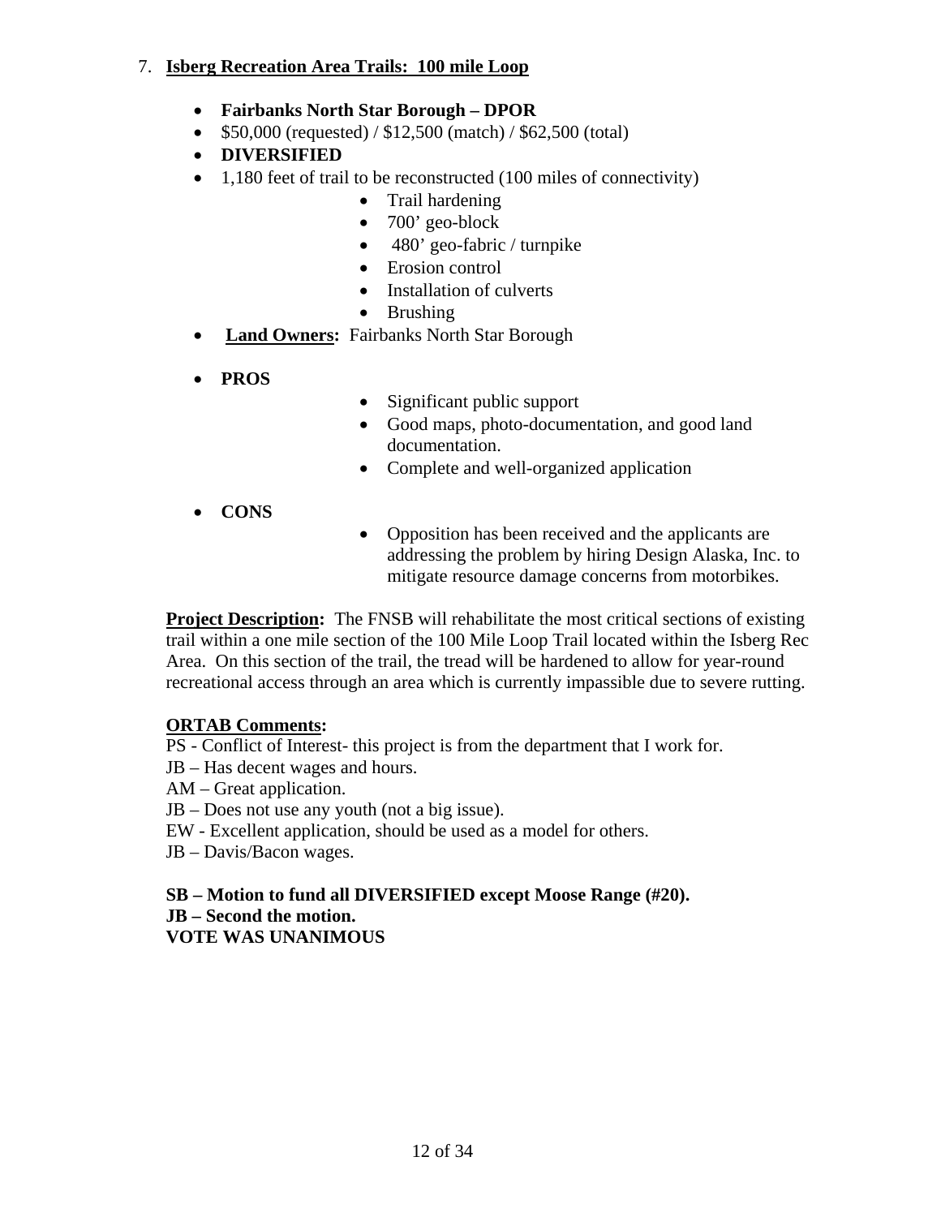7. **<u>Isberg Recreation Area Trails: 100 mile Loop</u>**

- **Fairbanks North Star Borough – DPOR**
- $50,000 (requested) / $12,500 (match) / $62,500 (total)
- **DIVERSIFIED**
- 1,180 feet of trail to be reconstructed (100 miles of connectivity)
    - Trail hardening
    - 700' geo-block
    - 480' geo-fabric / turnpike
    - Erosion control
    - Installation of culverts
    - Brushing
- **<u>Land Owners</u>:** Fairbanks North Star Borough
- **PROS**
    - Significant public support
    - Good maps, photo-documentation, and good land documentation.
    - Complete and well-organized application
- **CONS**
    - Opposition has been received and the applicants are addressing the problem by hiring Design Alaska, Inc. to mitigate resource damage concerns from motorbikes.

**<u>Project Description</u>:** The FNSB will rehabilitate the most critical sections of existing trail within a one mile section of the 100 Mile Loop Trail located within the Isberg Rec Area. On this section of the trail, the tread will be hardened to allow for year-round recreational access through an area which is currently impassible due to severe rutting.

**<u>ORTAB Comments</u>:**

PS - Conflict of Interest- this project is from the department that I work for.
JB – Has decent wages and hours.
AM – Great application.
JB – Does not use any youth (not a big issue).
EW - Excellent application, should be used as a model for others.
JB – Davis/Bacon wages.

**SB – Motion to fund all DIVERSIFIED except Moose Range (#20).**
**JB – Second the motion.**
**VOTE WAS UNANIMOUS**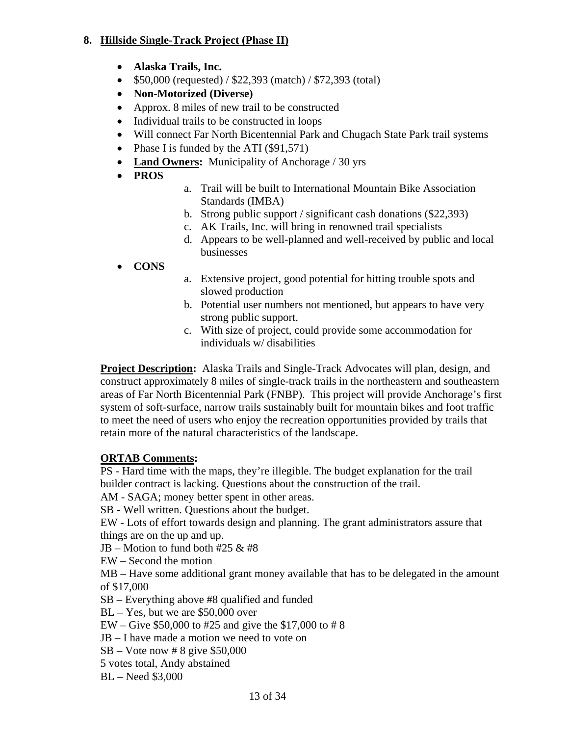## 8. Hillside Single-Track Project (Phase II)

- **Alaska Trails, Inc.**
- $50,000 (requested) / $22,393 (match) / $72,393 (total)
- **Non-Motorized (Diverse)**
- Approx. 8 miles of new trail to be constructed
- Individual trails to be constructed in loops
- Will connect Far North Bicentennial Park and Chugach State Park trail systems
- Phase I is funded by the ATI ($91,571)
- **Land Owners:** Municipality of Anchorage / 30 yrs
- **PROS**
    a. Trail will be built to International Mountain Bike Association Standards (IMBA)
    b. Strong public support / significant cash donations ($22,393)
    c. AK Trails, Inc. will bring in renowned trail specialists
    d. Appears to be well-planned and well-received by public and local businesses
- **CONS**
    a. Extensive project, good potential for hitting trouble spots and slowed production
    b. Potential user numbers not mentioned, but appears to have very strong public support.
    c. With size of project, could provide some accommodation for individuals w/ disabilities

**Project Description:** Alaska Trails and Single-Track Advocates will plan, design, and construct approximately 8 miles of single-track trails in the northeastern and southeastern areas of Far North Bicentennial Park (FNBP). This project will provide Anchorage's first system of soft-surface, narrow trails sustainably built for mountain bikes and foot traffic to meet the need of users who enjoy the recreation opportunities provided by trails that retain more of the natural characteristics of the landscape.

**ORTAB Comments:**

PS - Hard time with the maps, they're illegible. The budget explanation for the trail builder contract is lacking. Questions about the construction of the trail.

AM - SAGA; money better spent in other areas.

SB - Well written. Questions about the budget.

EW - Lots of effort towards design and planning. The grant administrators assure that things are on the up and up.

JB – Motion to fund both #25 & #8

EW – Second the motion

MB – Have some additional grant money available that has to be delegated in the amount of $17,000

SB – Everything above #8 qualified and funded

BL – Yes, but we are $50,000 over

EW – Give $50,000 to #25 and give the $17,000 to # 8

JB – I have made a motion we need to vote on

SB – Vote now # 8 give $50,000

5 votes total, Andy abstained

BL – Need $3,000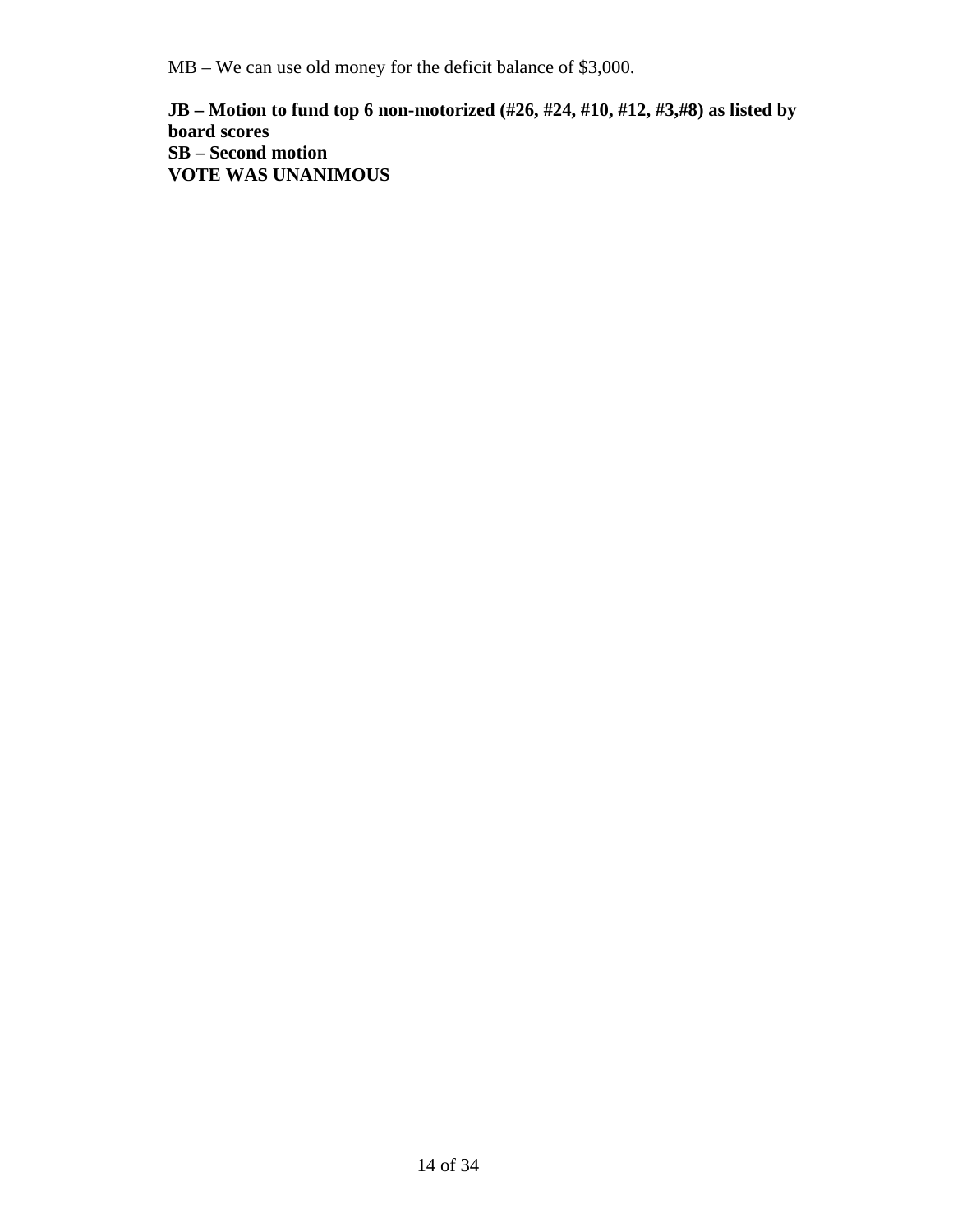MB – We can use old money for the deficit balance of $3,000.

**JB – Motion to fund top 6 non-motorized (#26, #24, #10, #12, #3,#8) as listed by board scores**
**SB – Second motion**
**VOTE WAS UNANIMOUS**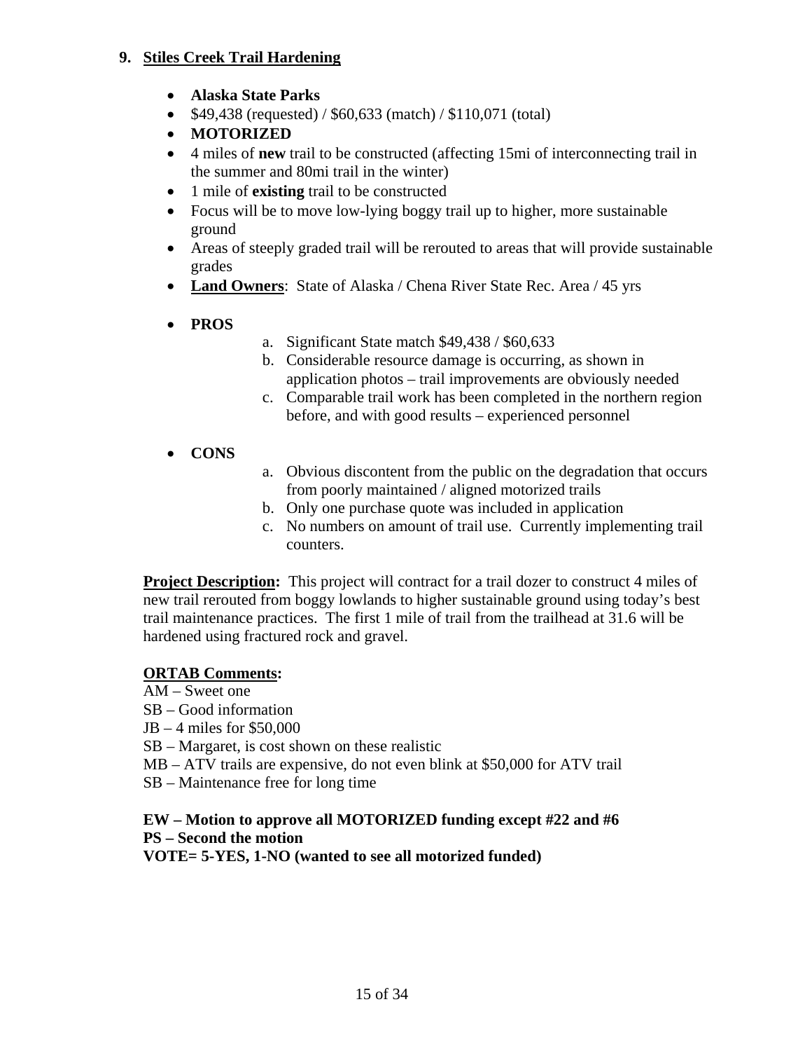## 9. Stiles Creek Trail Hardening

- **Alaska State Parks**
- $49,438 (requested) / $60,633 (match) / $110,071 (total)
- **MOTORIZED**
- 4 miles of **new** trail to be constructed (affecting 15mi of interconnecting trail in the summer and 80mi trail in the winter)
- 1 mile of **existing** trail to be constructed
- Focus will be to move low-lying boggy trail up to higher, more sustainable ground
- Areas of steeply graded trail will be rerouted to areas that will provide sustainable grades
- **Land Owners**: State of Alaska / Chena River State Rec. Area / 45 yrs

- **PROS**
    a. Significant State match $49,438 / $60,633
    b. Considerable resource damage is occurring, as shown in application photos – trail improvements are obviously needed
    c. Comparable trail work has been completed in the northern region before, and with good results – experienced personnel

- **CONS**
    a. Obvious discontent from the public on the degradation that occurs from poorly maintained / aligned motorized trails
    b. Only one purchase quote was included in application
    c. No numbers on amount of trail use. Currently implementing trail counters.

**Project Description:** This project will contract for a trail dozer to construct 4 miles of new trail rerouted from boggy lowlands to higher sustainable ground using today's best trail maintenance practices. The first 1 mile of trail from the trailhead at 31.6 will be hardened using fractured rock and gravel.

**ORTAB Comments:**

AM – Sweet one
SB – Good information
JB – 4 miles for $50,000
SB – Margaret, is cost shown on these realistic
MB – ATV trails are expensive, do not even blink at $50,000 for ATV trail
SB – Maintenance free for long time

**EW – Motion to approve all MOTORIZED funding except #22 and #6**
**PS – Second the motion**
**VOTE= 5-YES, 1-NO (wanted to see all motorized funded)**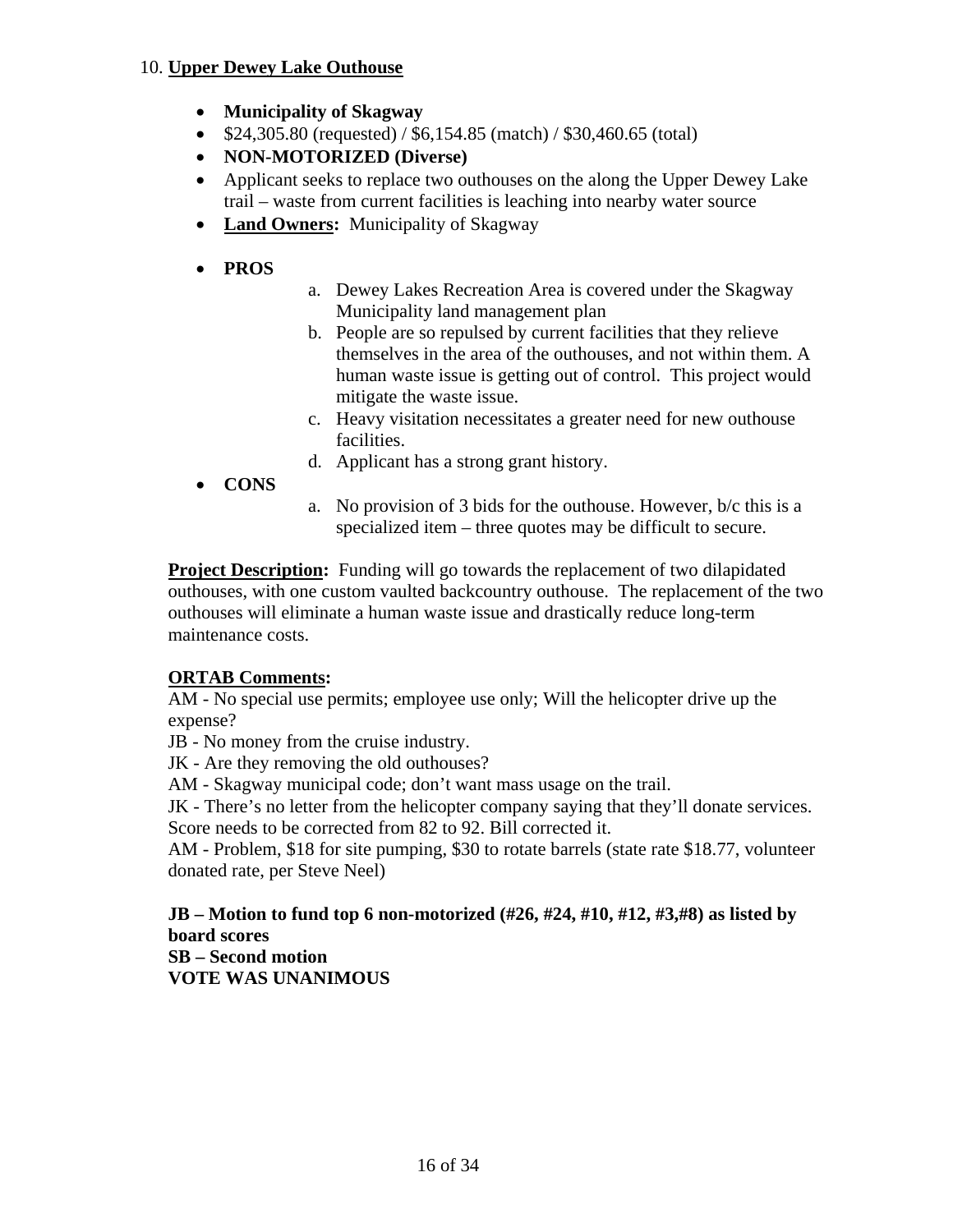10. **Upper Dewey Lake Outhouse**

- **Municipality of Skagway**
- $24,305.80 (requested) / $6,154.85 (match) / $30,460.65 (total)
- **NON-MOTORIZED (Diverse)**
- Applicant seeks to replace two outhouses on the along the Upper Dewey Lake trail – waste from current facilities is leaching into nearby water source
- **Land Owners:** Municipality of Skagway
- **PROS**
  a. Dewey Lakes Recreation Area is covered under the Skagway Municipality land management plan
  b. People are so repulsed by current facilities that they relieve themselves in the area of the outhouses, and not within them. A human waste issue is getting out of control. This project would mitigate the waste issue.
  c. Heavy visitation necessitates a greater need for new outhouse facilities.
  d. Applicant has a strong grant history.
- **CONS**
  a. No provision of 3 bids for the outhouse. However, b/c this is a specialized item – three quotes may be difficult to secure.

**Project Description:** Funding will go towards the replacement of two dilapidated outhouses, with one custom vaulted backcountry outhouse. The replacement of the two outhouses will eliminate a human waste issue and drastically reduce long-term maintenance costs.

**ORTAB Comments:**

AM - No special use permits; employee use only; Will the helicopter drive up the expense?

JB - No money from the cruise industry.

JK - Are they removing the old outhouses?

AM - Skagway municipal code; don't want mass usage on the trail.

JK - There's no letter from the helicopter company saying that they'll donate services. Score needs to be corrected from 82 to 92. Bill corrected it.

AM - Problem, $18 for site pumping, $30 to rotate barrels (state rate $18.77, volunteer donated rate, per Steve Neel)

**JB – Motion to fund top 6 non-motorized (#26, #24, #10, #12, #3,#8) as listed by board scores**
**SB – Second motion**
**VOTE WAS UNANIMOUS**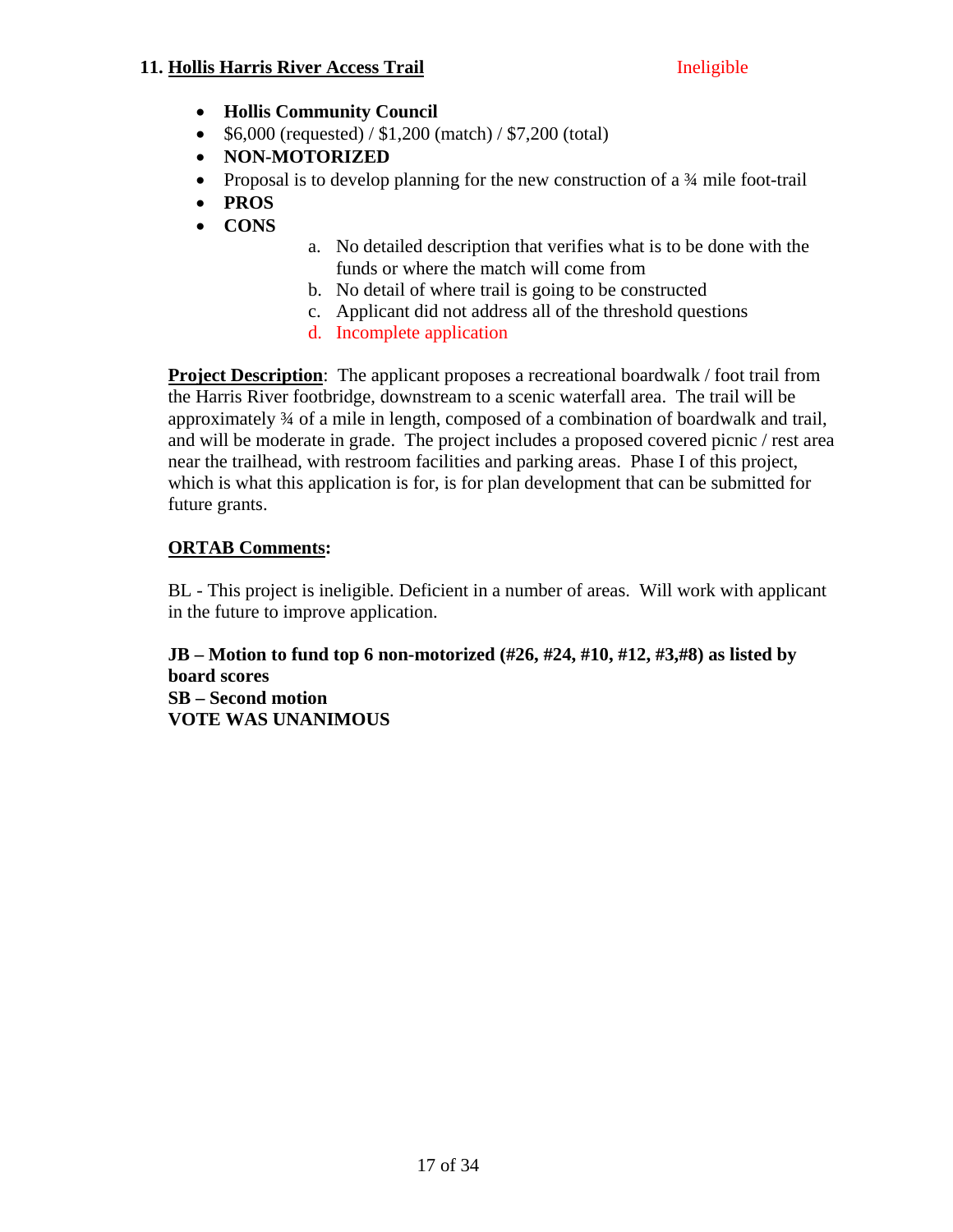### 11. Hollis Harris River Access Trail — Ineligible

- **Hollis Community Council**
- $6,000 (requested) / $1,200 (match) / $7,200 (total)
- **NON-MOTORIZED**
- Proposal is to develop planning for the new construction of a ¾ mile foot-trail
- **PROS**
- **CONS**
  a. No detailed description that verifies what is to be done with the funds or where the match will come from
  b. No detail of where trail is going to be constructed
  c. Applicant did not address all of the threshold questions
  d. Incomplete application

**Project Description**: The applicant proposes a recreational boardwalk / foot trail from the Harris River footbridge, downstream to a scenic waterfall area. The trail will be approximately ¾ of a mile in length, composed of a combination of boardwalk and trail, and will be moderate in grade. The project includes a proposed covered picnic / rest area near the trailhead, with restroom facilities and parking areas. Phase I of this project, which is what this application is for, is for plan development that can be submitted for future grants.

**ORTAB Comments:**

BL - This project is ineligible. Deficient in a number of areas. Will work with applicant in the future to improve application.

**JB – Motion to fund top 6 non-motorized (#26, #24, #10, #12, #3,#8) as listed by board scores**
**SB – Second motion**
**VOTE WAS UNANIMOUS**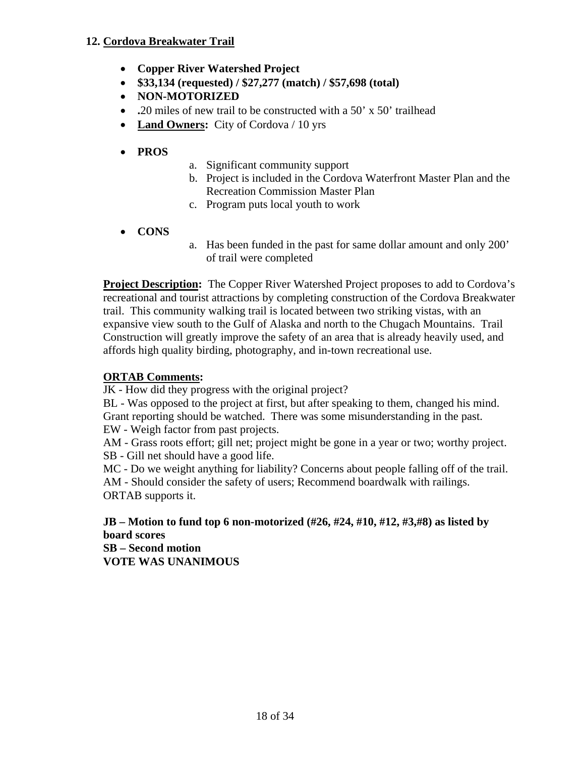## 12. Cordova Breakwater Trail

- **Copper River Watershed Project**
- **$33,134 (requested) / $27,277 (match) / $57,698 (total)**
- **NON-MOTORIZED**
- **.**20 miles of new trail to be constructed with a 50' x 50' trailhead
- **Land Owners:** City of Cordova / 10 yrs
- **PROS**
    a. Significant community support
    b. Project is included in the Cordova Waterfront Master Plan and the Recreation Commission Master Plan
    c. Program puts local youth to work
- **CONS**
    a. Has been funded in the past for same dollar amount and only 200' of trail were completed

**Project Description:** The Copper River Watershed Project proposes to add to Cordova's recreational and tourist attractions by completing construction of the Cordova Breakwater trail. This community walking trail is located between two striking vistas, with an expansive view south to the Gulf of Alaska and north to the Chugach Mountains. Trail Construction will greatly improve the safety of an area that is already heavily used, and affords high quality birding, photography, and in-town recreational use.

**ORTAB Comments:**

JK - How did they progress with the original project?
BL - Was opposed to the project at first, but after speaking to them, changed his mind. Grant reporting should be watched. There was some misunderstanding in the past.
EW - Weigh factor from past projects.
AM - Grass roots effort; gill net; project might be gone in a year or two; worthy project.
SB - Gill net should have a good life.
MC - Do we weight anything for liability? Concerns about people falling off of the trail.
AM - Should consider the safety of users; Recommend boardwalk with railings.
ORTAB supports it.

**JB – Motion to fund top 6 non-motorized (#26, #24, #10, #12, #3,#8) as listed by board scores**
**SB – Second motion**
**VOTE WAS UNANIMOUS**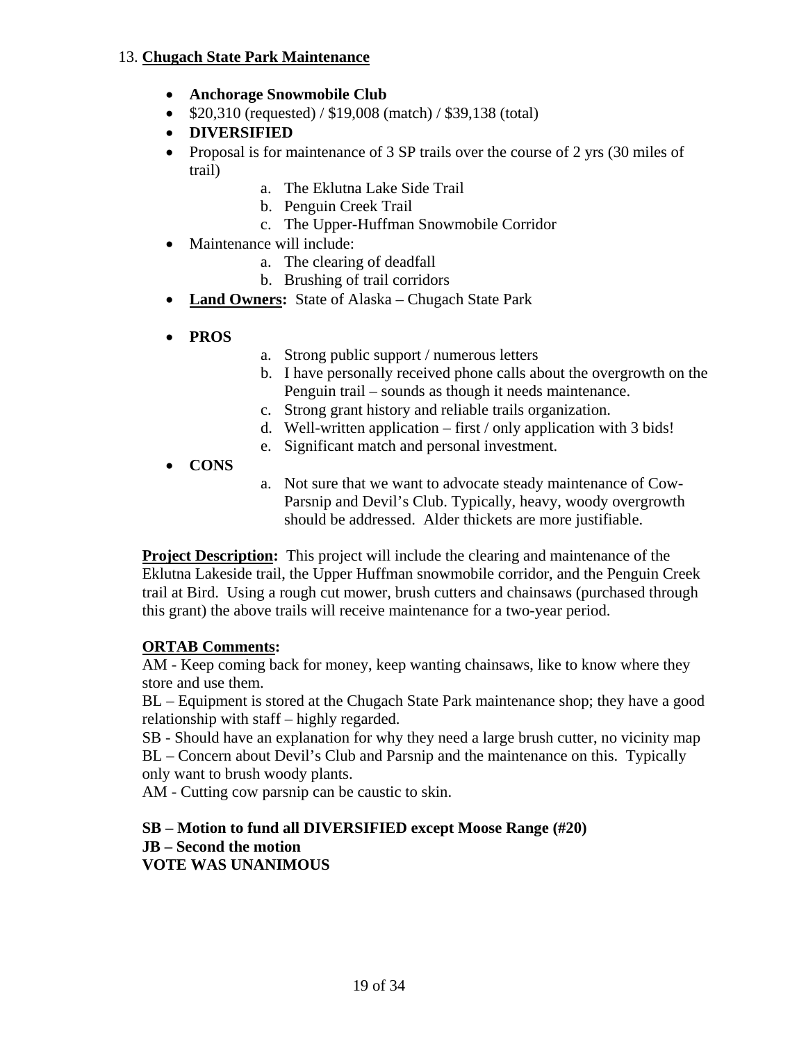13. **Chugach State Park Maintenance**

- **Anchorage Snowmobile Club**
- $20,310 (requested) / $19,008 (match) / $39,138 (total)
- **DIVERSIFIED**
- Proposal is for maintenance of 3 SP trails over the course of 2 yrs (30 miles of trail)
  - a. The Eklutna Lake Side Trail
  - b. Penguin Creek Trail
  - c. The Upper-Huffman Snowmobile Corridor
- Maintenance will include:
  - a. The clearing of deadfall
  - b. Brushing of trail corridors
- **Land Owners:** State of Alaska – Chugach State Park
- **PROS**
  - a. Strong public support / numerous letters
  - b. I have personally received phone calls about the overgrowth on the Penguin trail – sounds as though it needs maintenance.
  - c. Strong grant history and reliable trails organization.
  - d. Well-written application – first / only application with 3 bids!
  - e. Significant match and personal investment.
- **CONS**
  - a. Not sure that we want to advocate steady maintenance of Cow-Parsnip and Devil's Club. Typically, heavy, woody overgrowth should be addressed. Alder thickets are more justifiable.

**Project Description:** This project will include the clearing and maintenance of the Eklutna Lakeside trail, the Upper Huffman snowmobile corridor, and the Penguin Creek trail at Bird. Using a rough cut mower, brush cutters and chainsaws (purchased through this grant) the above trails will receive maintenance for a two-year period.

**ORTAB Comments:**

AM - Keep coming back for money, keep wanting chainsaws, like to know where they store and use them.

BL – Equipment is stored at the Chugach State Park maintenance shop; they have a good relationship with staff – highly regarded.

SB - Should have an explanation for why they need a large brush cutter, no vicinity map

BL – Concern about Devil's Club and Parsnip and the maintenance on this. Typically only want to brush woody plants.

AM - Cutting cow parsnip can be caustic to skin.

**SB – Motion to fund all DIVERSIFIED except Moose Range (#20)**
**JB – Second the motion**
**VOTE WAS UNANIMOUS**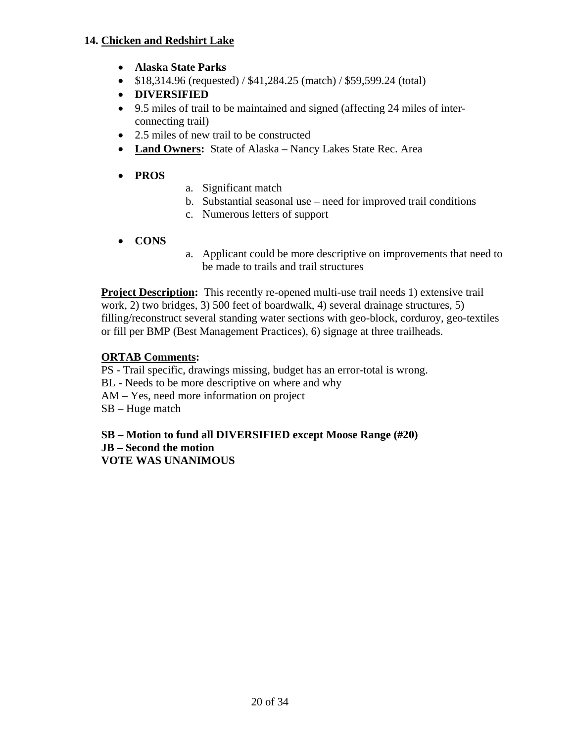### 14. Chicken and Redshirt Lake

- **Alaska State Parks**
- $18,314.96 (requested) / $41,284.25 (match) / $59,599.24 (total)
- **DIVERSIFIED**
- 9.5 miles of trail to be maintained and signed (affecting 24 miles of inter-connecting trail)
- 2.5 miles of new trail to be constructed
- **Land Owners:** State of Alaska – Nancy Lakes State Rec. Area

- **PROS**
    a. Significant match
    b. Substantial seasonal use – need for improved trail conditions
    c. Numerous letters of support

- **CONS**
    a. Applicant could be more descriptive on improvements that need to be made to trails and trail structures

**Project Description:** This recently re-opened multi-use trail needs 1) extensive trail work, 2) two bridges, 3) 500 feet of boardwalk, 4) several drainage structures, 5) filling/reconstruct several standing water sections with geo-block, corduroy, geo-textiles or fill per BMP (Best Management Practices), 6) signage at three trailheads.

**ORTAB Comments:**

PS - Trail specific, drawings missing, budget has an error-total is wrong.
BL - Needs to be more descriptive on where and why
AM – Yes, need more information on project
SB – Huge match

**SB – Motion to fund all DIVERSIFIED except Moose Range (#20)**
**JB – Second the motion**
**VOTE WAS UNANIMOUS**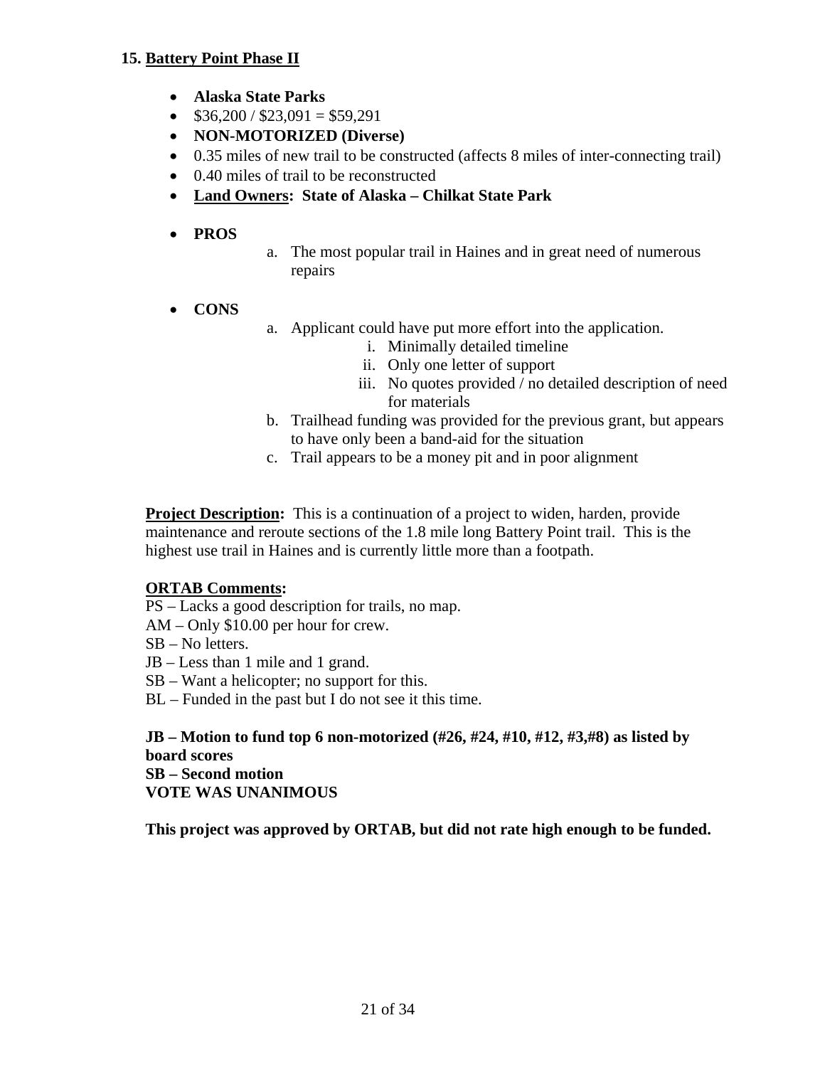### 15. Battery Point Phase II

- **Alaska State Parks**
- $36,200 / $23,091 = $59,291
- **NON-MOTORIZED (Diverse)**
- 0.35 miles of new trail to be constructed (affects 8 miles of inter-connecting trail)
- 0.40 miles of trail to be reconstructed
- **Land Owners: State of Alaska – Chilkat State Park**

- **PROS**
  a. The most popular trail in Haines and in great need of numerous repairs

- **CONS**
  a. Applicant could have put more effort into the application.
     i. Minimally detailed timeline
     ii. Only one letter of support
     iii. No quotes provided / no detailed description of need for materials
  b. Trailhead funding was provided for the previous grant, but appears to have only been a band-aid for the situation
  c. Trail appears to be a money pit and in poor alignment

**Project Description:** This is a continuation of a project to widen, harden, provide maintenance and reroute sections of the 1.8 mile long Battery Point trail. This is the highest use trail in Haines and is currently little more than a footpath.

**ORTAB Comments:**

PS – Lacks a good description for trails, no map.
AM – Only $10.00 per hour for crew.
SB – No letters.
JB – Less than 1 mile and 1 grand.
SB – Want a helicopter; no support for this.
BL – Funded in the past but I do not see it this time.

**JB – Motion to fund top 6 non-motorized (#26, #24, #10, #12, #3,#8) as listed by board scores**
**SB – Second motion**
**VOTE WAS UNANIMOUS**

**This project was approved by ORTAB, but did not rate high enough to be funded.**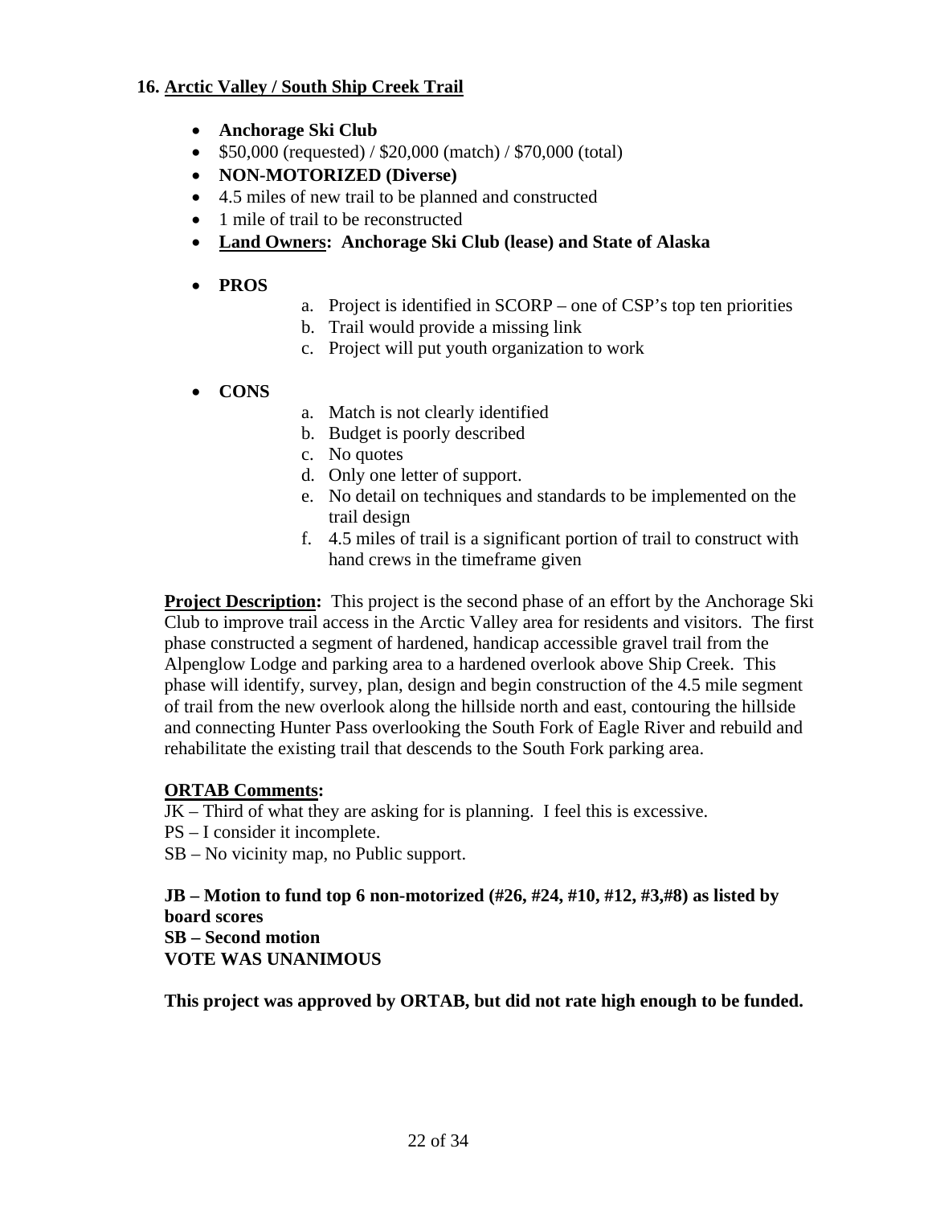## 16. Arctic Valley / South Ship Creek Trail

- **Anchorage Ski Club**
- $50,000 (requested) / $20,000 (match) / $70,000 (total)
- **NON-MOTORIZED (Diverse)**
- 4.5 miles of new trail to be planned and constructed
- 1 mile of trail to be reconstructed
- **Land Owners: Anchorage Ski Club (lease) and State of Alaska**

- **PROS**
  a. Project is identified in SCORP – one of CSP's top ten priorities
  b. Trail would provide a missing link
  c. Project will put youth organization to work

- **CONS**
  a. Match is not clearly identified
  b. Budget is poorly described
  c. No quotes
  d. Only one letter of support.
  e. No detail on techniques and standards to be implemented on the trail design
  f. 4.5 miles of trail is a significant portion of trail to construct with hand crews in the timeframe given

**Project Description:** This project is the second phase of an effort by the Anchorage Ski Club to improve trail access in the Arctic Valley area for residents and visitors. The first phase constructed a segment of hardened, handicap accessible gravel trail from the Alpenglow Lodge and parking area to a hardened overlook above Ship Creek. This phase will identify, survey, plan, design and begin construction of the 4.5 mile segment of trail from the new overlook along the hillside north and east, contouring the hillside and connecting Hunter Pass overlooking the South Fork of Eagle River and rebuild and rehabilitate the existing trail that descends to the South Fork parking area.

**ORTAB Comments:**

JK – Third of what they are asking for is planning. I feel this is excessive.
PS – I consider it incomplete.
SB – No vicinity map, no Public support.

**JB – Motion to fund top 6 non-motorized (#26, #24, #10, #12, #3,#8) as listed by board scores**
**SB – Second motion**
**VOTE WAS UNANIMOUS**

**This project was approved by ORTAB, but did not rate high enough to be funded.**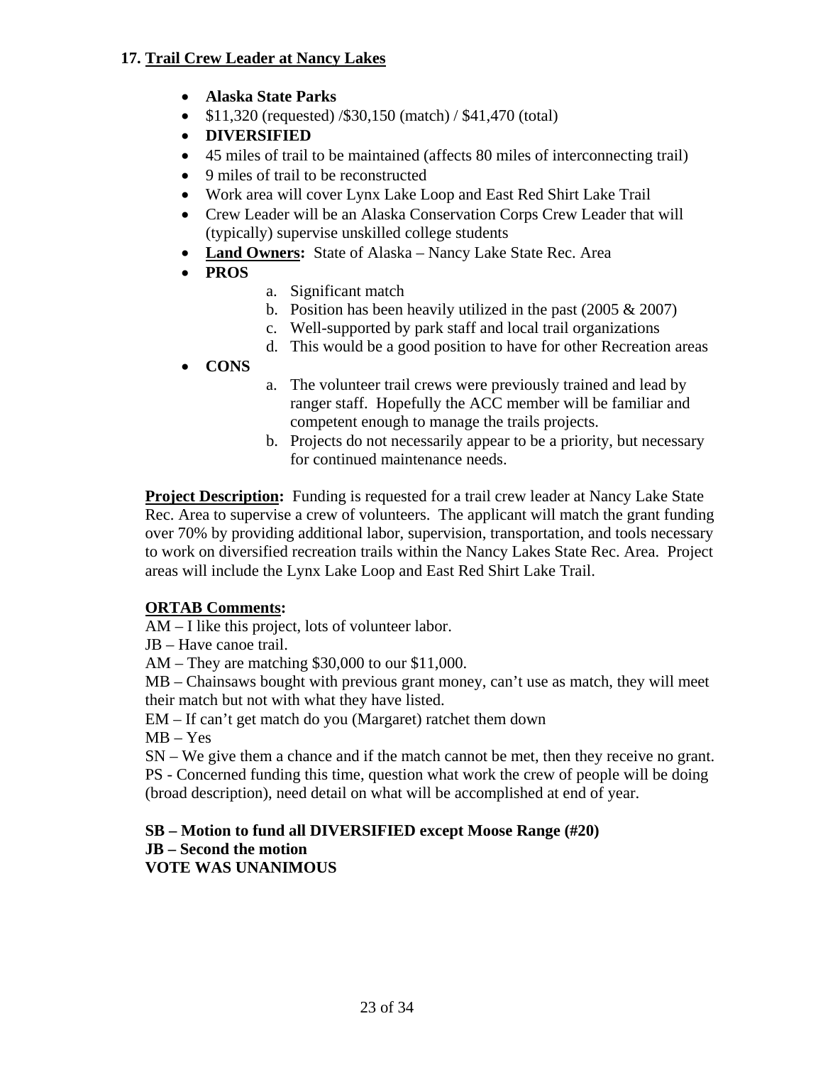### 17. Trail Crew Leader at Nancy Lakes

- **Alaska State Parks**
- \$11,320 (requested) /\$30,150 (match) / \$41,470 (total)
- **DIVERSIFIED**
- 45 miles of trail to be maintained (affects 80 miles of interconnecting trail)
- 9 miles of trail to be reconstructed
- Work area will cover Lynx Lake Loop and East Red Shirt Lake Trail
- Crew Leader will be an Alaska Conservation Corps Crew Leader that will (typically) supervise unskilled college students
- **Land Owners:** State of Alaska – Nancy Lake State Rec. Area
- **PROS**
    a. Significant match
    b. Position has been heavily utilized in the past (2005 & 2007)
    c. Well-supported by park staff and local trail organizations
    d. This would be a good position to have for other Recreation areas
- **CONS**
    a. The volunteer trail crews were previously trained and lead by ranger staff. Hopefully the ACC member will be familiar and competent enough to manage the trails projects.
    b. Projects do not necessarily appear to be a priority, but necessary for continued maintenance needs.

**Project Description:** Funding is requested for a trail crew leader at Nancy Lake State Rec. Area to supervise a crew of volunteers. The applicant will match the grant funding over 70% by providing additional labor, supervision, transportation, and tools necessary to work on diversified recreation trails within the Nancy Lakes State Rec. Area. Project areas will include the Lynx Lake Loop and East Red Shirt Lake Trail.

**ORTAB Comments:**

AM – I like this project, lots of volunteer labor.
JB – Have canoe trail.
AM – They are matching \$30,000 to our \$11,000.
MB – Chainsaws bought with previous grant money, can't use as match, they will meet their match but not with what they have listed.
EM – If can't get match do you (Margaret) ratchet them down
MB – Yes
SN – We give them a chance and if the match cannot be met, then they receive no grant.
PS - Concerned funding this time, question what work the crew of people will be doing (broad description), need detail on what will be accomplished at end of year.

**SB – Motion to fund all DIVERSIFIED except Moose Range (#20)**
**JB – Second the motion**
**VOTE WAS UNANIMOUS**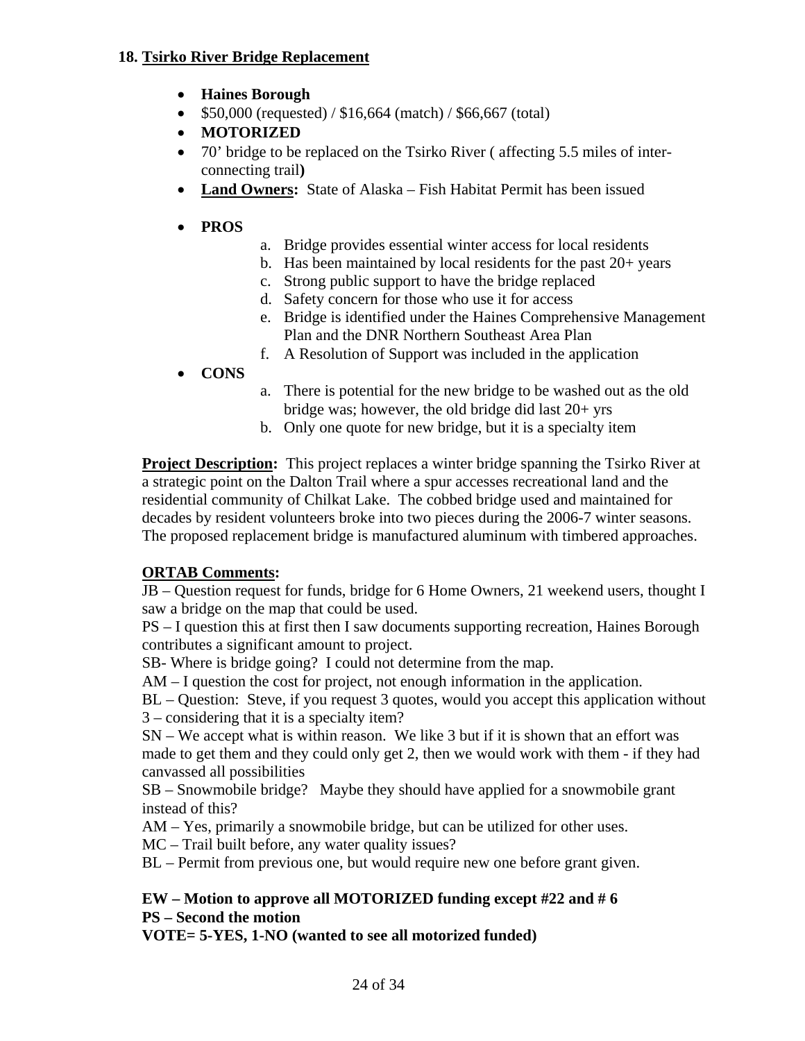**18. Tsirko River Bridge Replacement**

- **Haines Borough**
- $50,000 (requested) / $16,664 (match) / $66,667 (total)
- **MOTORIZED**
- 70' bridge to be replaced on the Tsirko River ( affecting 5.5 miles of inter-connecting trail**)**
- **Land Owners:** State of Alaska – Fish Habitat Permit has been issued
- **PROS**
  a. Bridge provides essential winter access for local residents
  b. Has been maintained by local residents for the past 20+ years
  c. Strong public support to have the bridge replaced
  d. Safety concern for those who use it for access
  e. Bridge is identified under the Haines Comprehensive Management Plan and the DNR Northern Southeast Area Plan
  f. A Resolution of Support was included in the application
- **CONS**
  a. There is potential for the new bridge to be washed out as the old bridge was; however, the old bridge did last 20+ yrs
  b. Only one quote for new bridge, but it is a specialty item

**Project Description:** This project replaces a winter bridge spanning the Tsirko River at a strategic point on the Dalton Trail where a spur accesses recreational land and the residential community of Chilkat Lake. The cobbed bridge used and maintained for decades by resident volunteers broke into two pieces during the 2006-7 winter seasons. The proposed replacement bridge is manufactured aluminum with timbered approaches.

**ORTAB Comments:**

JB – Question request for funds, bridge for 6 Home Owners, 21 weekend users, thought I saw a bridge on the map that could be used.

PS – I question this at first then I saw documents supporting recreation, Haines Borough contributes a significant amount to project.

SB- Where is bridge going? I could not determine from the map.

AM – I question the cost for project, not enough information in the application.

BL – Question: Steve, if you request 3 quotes, would you accept this application without 3 – considering that it is a specialty item?

SN – We accept what is within reason. We like 3 but if it is shown that an effort was made to get them and they could only get 2, then we would work with them - if they had canvassed all possibilities

SB – Snowmobile bridge? Maybe they should have applied for a snowmobile grant instead of this?

AM – Yes, primarily a snowmobile bridge, but can be utilized for other uses.

MC – Trail built before, any water quality issues?

BL – Permit from previous one, but would require new one before grant given.

**EW – Motion to approve all MOTORIZED funding except #22 and # 6**
**PS – Second the motion**
**VOTE= 5-YES, 1-NO (wanted to see all motorized funded)**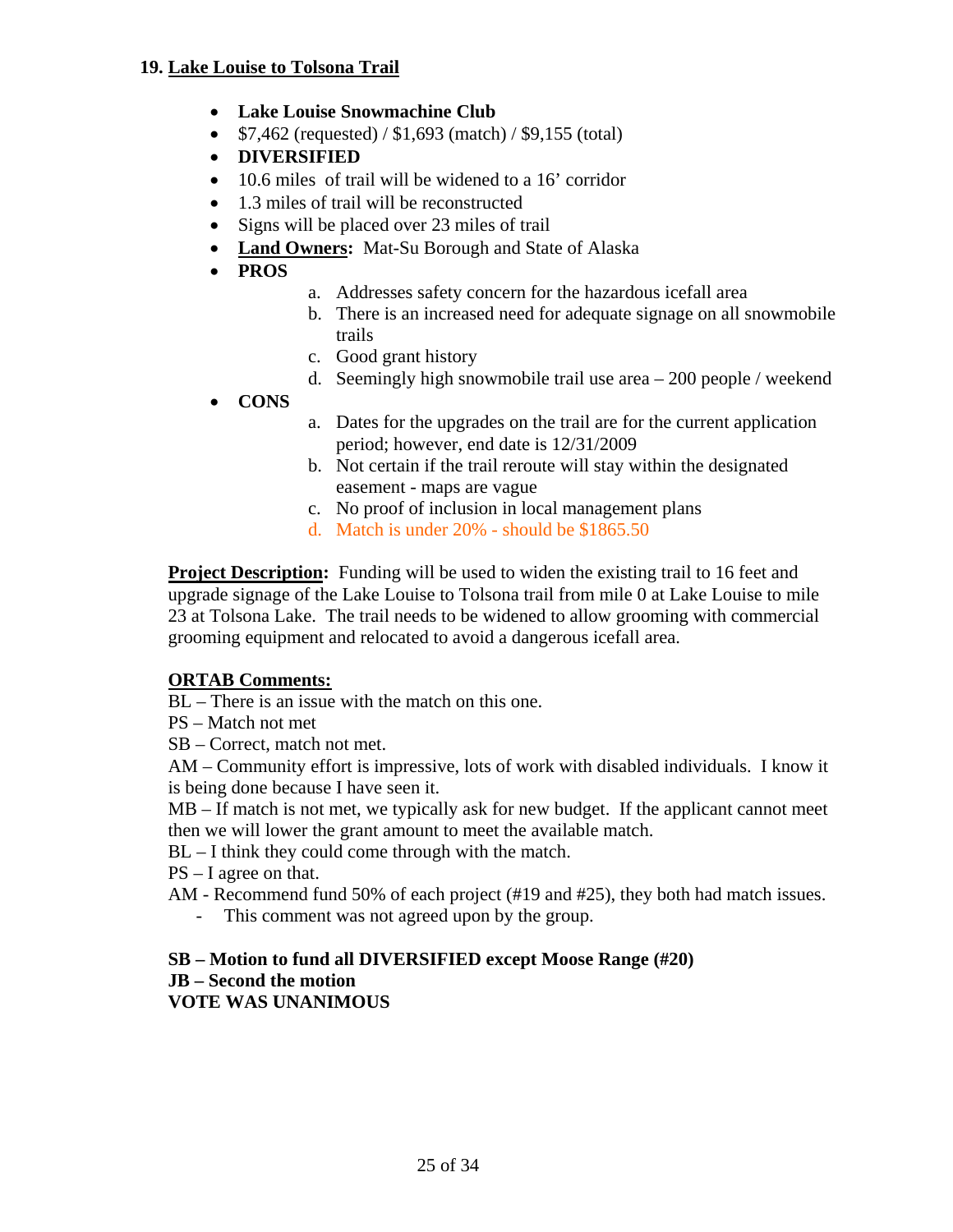## 19. Lake Louise to Tolsona Trail

- **Lake Louise Snowmachine Club**
- $7,462 (requested) / $1,693 (match) / $9,155 (total)
- **DIVERSIFIED**
- 10.6 miles of trail will be widened to a 16' corridor
- 1.3 miles of trail will be reconstructed
- Signs will be placed over 23 miles of trail
- **Land Owners:** Mat-Su Borough and State of Alaska
- **PROS**
  a. Addresses safety concern for the hazardous icefall area
  b. There is an increased need for adequate signage on all snowmobile trails
  c. Good grant history
  d. Seemingly high snowmobile trail use area – 200 people / weekend
- **CONS**
  a. Dates for the upgrades on the trail are for the current application period; however, end date is 12/31/2009
  b. Not certain if the trail reroute will stay within the designated easement - maps are vague
  c. No proof of inclusion in local management plans
  d. Match is under 20% - should be $1865.50

**Project Description:** Funding will be used to widen the existing trail to 16 feet and upgrade signage of the Lake Louise to Tolsona trail from mile 0 at Lake Louise to mile 23 at Tolsona Lake. The trail needs to be widened to allow grooming with commercial grooming equipment and relocated to avoid a dangerous icefall area.

**ORTAB Comments:**

BL – There is an issue with the match on this one.
PS – Match not met
SB – Correct, match not met.
AM – Community effort is impressive, lots of work with disabled individuals. I know it is being done because I have seen it.
MB – If match is not met, we typically ask for new budget. If the applicant cannot meet then we will lower the grant amount to meet the available match.
BL – I think they could come through with the match.
PS – I agree on that.
AM - Recommend fund 50% of each project (#19 and #25), they both had match issues.

- This comment was not agreed upon by the group.

**SB – Motion to fund all DIVERSIFIED except Moose Range (#20)**
**JB – Second the motion**
**VOTE WAS UNANIMOUS**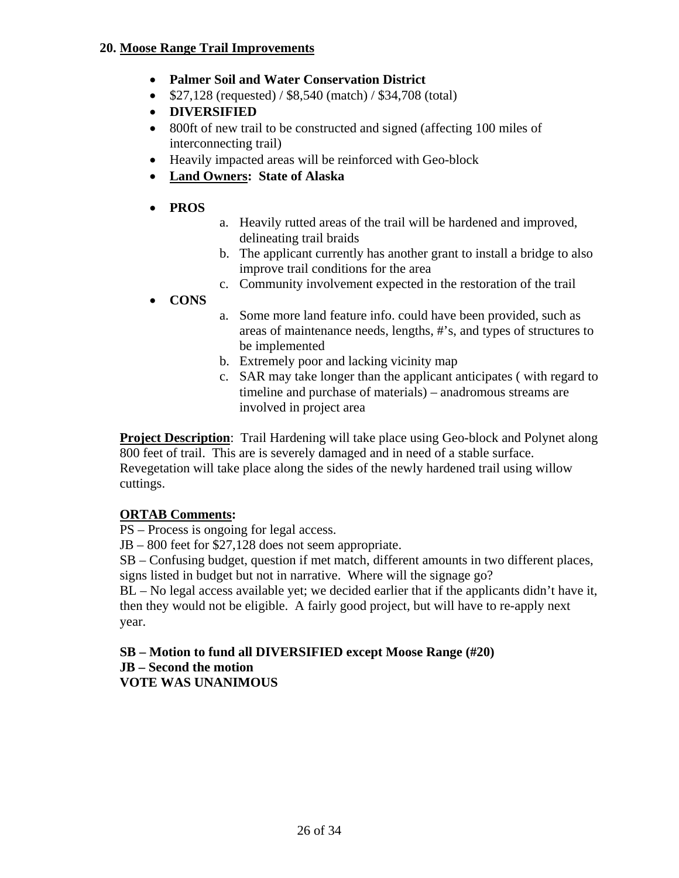## 20. Moose Range Trail Improvements

- **Palmer Soil and Water Conservation District**
- $27,128 (requested) / $8,540 (match) / $34,708 (total)
- **DIVERSIFIED**
- 800ft of new trail to be constructed and signed (affecting 100 miles of interconnecting trail)
- Heavily impacted areas will be reinforced with Geo-block
- **Land Owners: State of Alaska**

- **PROS**
  a. Heavily rutted areas of the trail will be hardened and improved, delineating trail braids
  b. The applicant currently has another grant to install a bridge to also improve trail conditions for the area
  c. Community involvement expected in the restoration of the trail
- **CONS**
  a. Some more land feature info. could have been provided, such as areas of maintenance needs, lengths, #'s, and types of structures to be implemented
  b. Extremely poor and lacking vicinity map
  c. SAR may take longer than the applicant anticipates ( with regard to timeline and purchase of materials) – anadromous streams are involved in project area

**Project Description**: Trail Hardening will take place using Geo-block and Polynet along 800 feet of trail. This are is severely damaged and in need of a stable surface. Revegetation will take place along the sides of the newly hardened trail using willow cuttings.

**ORTAB Comments:**

PS – Process is ongoing for legal access.

JB – 800 feet for $27,128 does not seem appropriate.

SB – Confusing budget, question if met match, different amounts in two different places, signs listed in budget but not in narrative. Where will the signage go?

BL – No legal access available yet; we decided earlier that if the applicants didn't have it, then they would not be eligible. A fairly good project, but will have to re-apply next year.

**SB – Motion to fund all DIVERSIFIED except Moose Range (#20)**
**JB – Second the motion**
**VOTE WAS UNANIMOUS**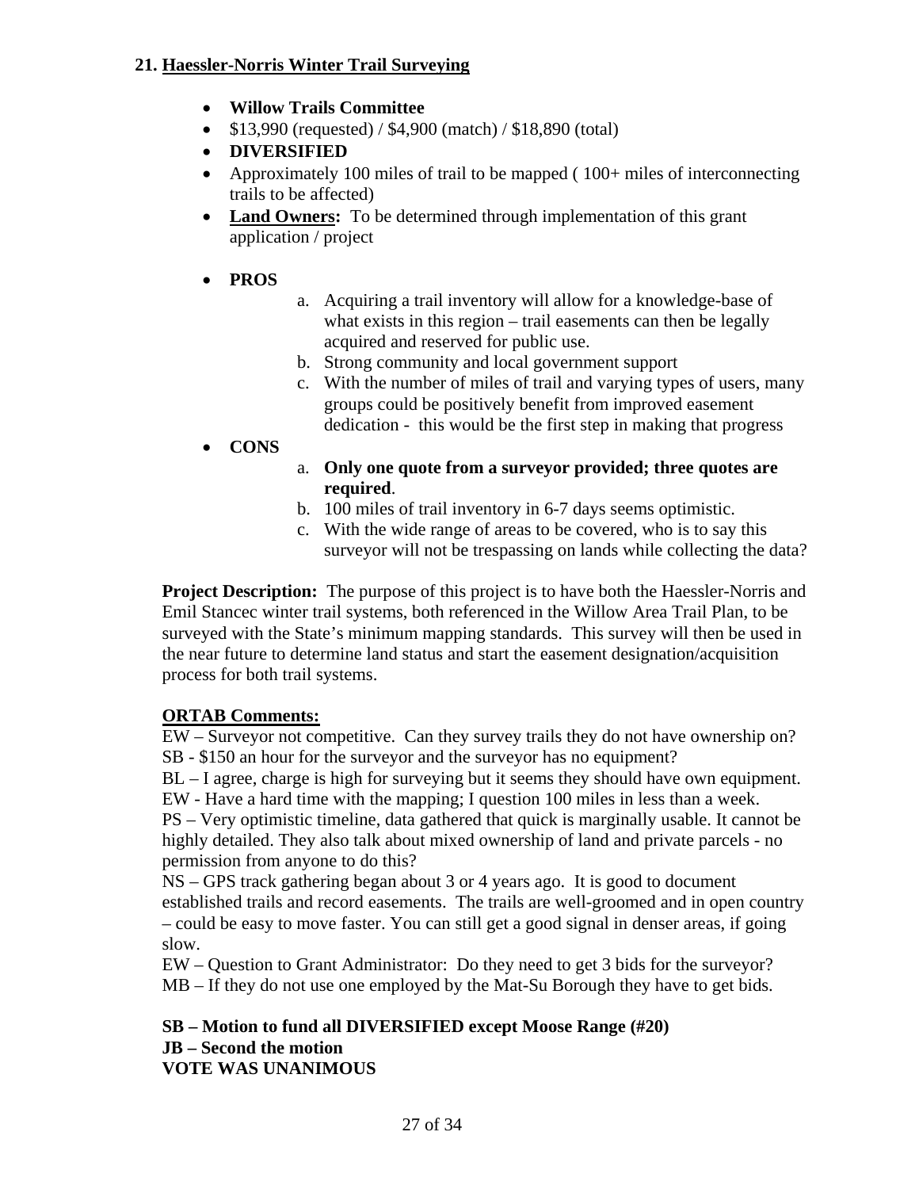## 21. Haessler-Norris Winter Trail Surveying

- **Willow Trails Committee**
- $13,990 (requested) / $4,900 (match) / $18,890 (total)
- **DIVERSIFIED**
- Approximately 100 miles of trail to be mapped ( 100+ miles of interconnecting trails to be affected)
- **Land Owners:** To be determined through implementation of this grant application / project
- **PROS**
  a. Acquiring a trail inventory will allow for a knowledge-base of what exists in this region – trail easements can then be legally acquired and reserved for public use.
  b. Strong community and local government support
  c. With the number of miles of trail and varying types of users, many groups could be positively benefit from improved easement dedication - this would be the first step in making that progress
- **CONS**
  a. **Only one quote from a surveyor provided; three quotes are required**.
  b. 100 miles of trail inventory in 6-7 days seems optimistic.
  c. With the wide range of areas to be covered, who is to say this surveyor will not be trespassing on lands while collecting the data?

**Project Description:** The purpose of this project is to have both the Haessler-Norris and Emil Stancec winter trail systems, both referenced in the Willow Area Trail Plan, to be surveyed with the State's minimum mapping standards. This survey will then be used in the near future to determine land status and start the easement designation/acquisition process for both trail systems.

**ORTAB Comments:**

EW – Surveyor not competitive. Can they survey trails they do not have ownership on?
SB - $150 an hour for the surveyor and the surveyor has no equipment?
BL – I agree, charge is high for surveying but it seems they should have own equipment.
EW - Have a hard time with the mapping; I question 100 miles in less than a week.
PS – Very optimistic timeline, data gathered that quick is marginally usable. It cannot be highly detailed. They also talk about mixed ownership of land and private parcels - no permission from anyone to do this?
NS – GPS track gathering began about 3 or 4 years ago. It is good to document established trails and record easements. The trails are well-groomed and in open country – could be easy to move faster. You can still get a good signal in denser areas, if going slow.
EW – Question to Grant Administrator: Do they need to get 3 bids for the surveyor?
MB – If they do not use one employed by the Mat-Su Borough they have to get bids.

**SB – Motion to fund all DIVERSIFIED except Moose Range (#20)**
**JB – Second the motion**
**VOTE WAS UNANIMOUS**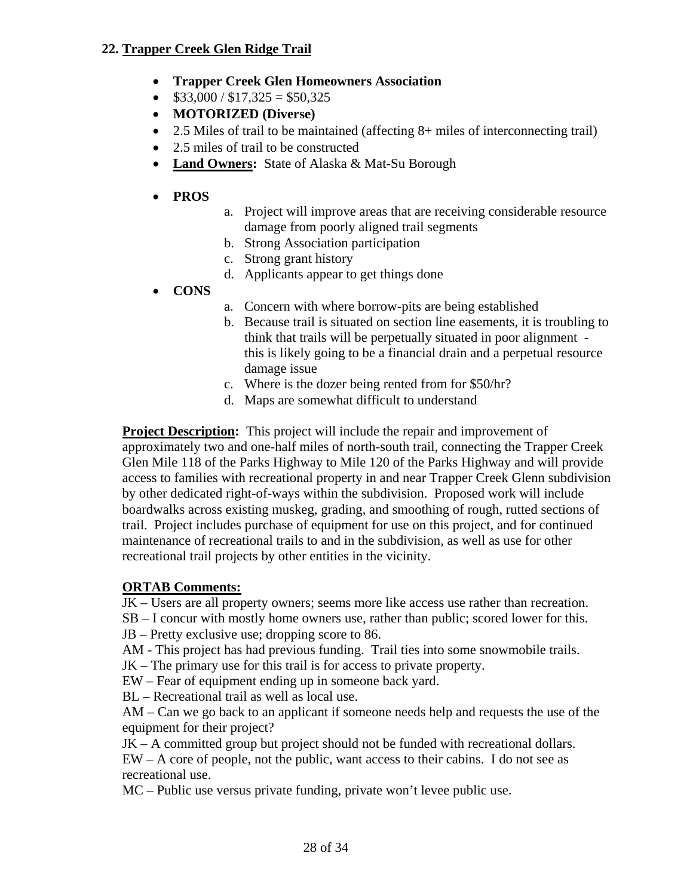## 22. Trapper Creek Glen Ridge Trail

- **Trapper Creek Glen Homeowners Association**
- $33,000 / $17,325 = $50,325
- **MOTORIZED (Diverse)**
- 2.5 Miles of trail to be maintained (affecting 8+ miles of interconnecting trail)
- 2.5 miles of trail to be constructed
- **Land Owners:** State of Alaska & Mat-Su Borough
- **PROS**
  a. Project will improve areas that are receiving considerable resource damage from poorly aligned trail segments
  b. Strong Association participation
  c. Strong grant history
  d. Applicants appear to get things done
- **CONS**
  a. Concern with where borrow-pits are being established
  b. Because trail is situated on section line easements, it is troubling to think that trails will be perpetually situated in poor alignment - this is likely going to be a financial drain and a perpetual resource damage issue
  c. Where is the dozer being rented from for $50/hr?
  d. Maps are somewhat difficult to understand

**Project Description:** This project will include the repair and improvement of approximately two and one-half miles of north-south trail, connecting the Trapper Creek Glen Mile 118 of the Parks Highway to Mile 120 of the Parks Highway and will provide access to families with recreational property in and near Trapper Creek Glenn subdivision by other dedicated right-of-ways within the subdivision. Proposed work will include boardwalks across existing muskeg, grading, and smoothing of rough, rutted sections of trail. Project includes purchase of equipment for use on this project, and for continued maintenance of recreational trails to and in the subdivision, as well as use for other recreational trail projects by other entities in the vicinity.

**ORTAB Comments:**

JK – Users are all property owners; seems more like access use rather than recreation.
SB – I concur with mostly home owners use, rather than public; scored lower for this.
JB – Pretty exclusive use; dropping score to 86.
AM - This project has had previous funding. Trail ties into some snowmobile trails.
JK – The primary use for this trail is for access to private property.
EW – Fear of equipment ending up in someone back yard.
BL – Recreational trail as well as local use.
AM – Can we go back to an applicant if someone needs help and requests the use of the equipment for their project?
JK – A committed group but project should not be funded with recreational dollars.
EW – A core of people, not the public, want access to their cabins. I do not see as recreational use.
MC – Public use versus private funding, private won't levee public use.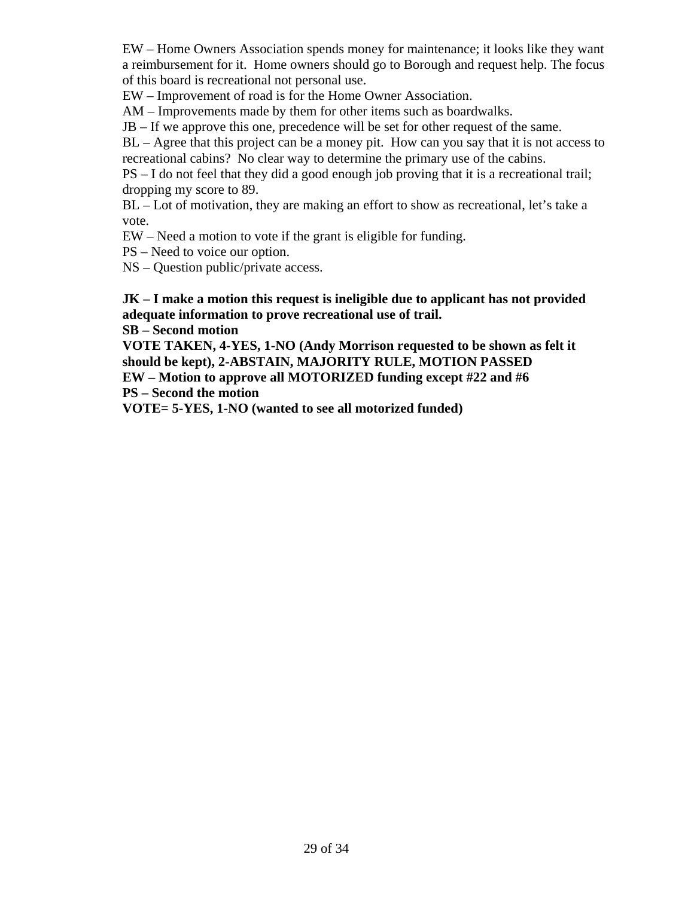EW – Home Owners Association spends money for maintenance; it looks like they want a reimbursement for it. Home owners should go to Borough and request help. The focus of this board is recreational not personal use.

EW – Improvement of road is for the Home Owner Association.

AM – Improvements made by them for other items such as boardwalks.

JB – If we approve this one, precedence will be set for other request of the same.

BL – Agree that this project can be a money pit. How can you say that it is not access to recreational cabins? No clear way to determine the primary use of the cabins.

PS – I do not feel that they did a good enough job proving that it is a recreational trail; dropping my score to 89.

BL – Lot of motivation, they are making an effort to show as recreational, let's take a vote.

EW – Need a motion to vote if the grant is eligible for funding.

PS – Need to voice our option.

NS – Question public/private access.

**JK – I make a motion this request is ineligible due to applicant has not provided adequate information to prove recreational use of trail.**

**SB – Second motion**

**VOTE TAKEN, 4-YES, 1-NO (Andy Morrison requested to be shown as felt it should be kept), 2-ABSTAIN, MAJORITY RULE, MOTION PASSED**

**EW – Motion to approve all MOTORIZED funding except #22 and #6**

**PS – Second the motion**

**VOTE= 5-YES, 1-NO (wanted to see all motorized funded)**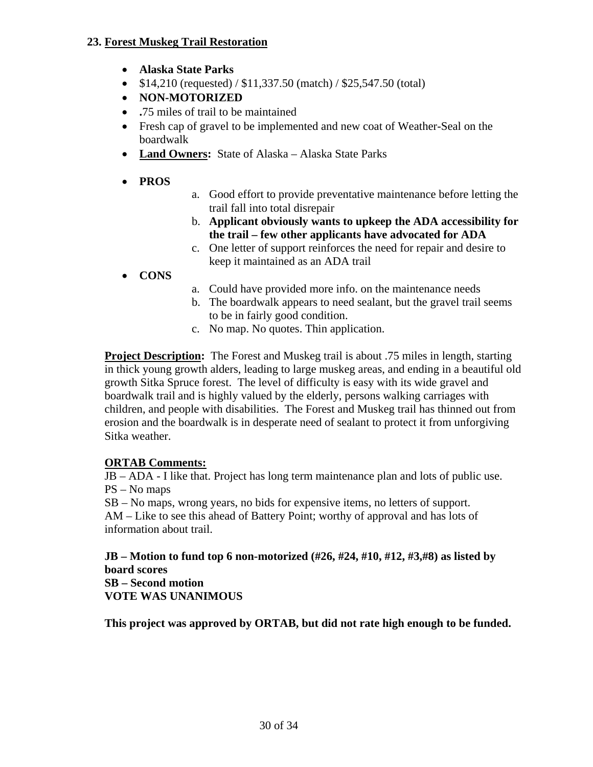## 23. Forest Muskeg Trail Restoration

- **Alaska State Parks**
- $14,210 (requested) / $11,337.50 (match) / $25,547.50 (total)
- **NON-MOTORIZED**
- **.**75 miles of trail to be maintained
- Fresh cap of gravel to be implemented and new coat of Weather-Seal on the boardwalk
- **Land Owners:** State of Alaska – Alaska State Parks
- **PROS**
  a. Good effort to provide preventative maintenance before letting the trail fall into total disrepair
  b. **Applicant obviously wants to upkeep the ADA accessibility for the trail – few other applicants have advocated for ADA**
  c. One letter of support reinforces the need for repair and desire to keep it maintained as an ADA trail
- **CONS**
  a. Could have provided more info. on the maintenance needs
  b. The boardwalk appears to need sealant, but the gravel trail seems to be in fairly good condition.
  c. No map. No quotes. Thin application.

**Project Description:** The Forest and Muskeg trail is about .75 miles in length, starting in thick young growth alders, leading to large muskeg areas, and ending in a beautiful old growth Sitka Spruce forest. The level of difficulty is easy with its wide gravel and boardwalk trail and is highly valued by the elderly, persons walking carriages with children, and people with disabilities. The Forest and Muskeg trail has thinned out from erosion and the boardwalk is in desperate need of sealant to protect it from unforgiving Sitka weather.

**ORTAB Comments:**

JB – ADA - I like that. Project has long term maintenance plan and lots of public use.
PS – No maps
SB – No maps, wrong years, no bids for expensive items, no letters of support.
AM – Like to see this ahead of Battery Point; worthy of approval and has lots of information about trail.

**JB – Motion to fund top 6 non-motorized (#26, #24, #10, #12, #3,#8) as listed by board scores**
**SB – Second motion**
**VOTE WAS UNANIMOUS**

**This project was approved by ORTAB, but did not rate high enough to be funded.**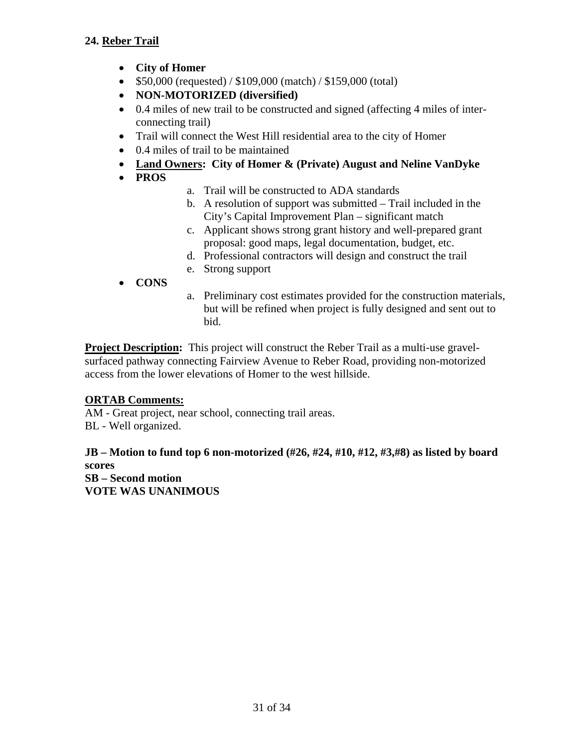**24. Reber Trail**

- **City of Homer**
- $50,000 (requested) / $109,000 (match) / $159,000 (total)
- **NON-MOTORIZED (diversified)**
- 0.4 miles of new trail to be constructed and signed (affecting 4 miles of inter-connecting trail)
- Trail will connect the West Hill residential area to the city of Homer
- 0.4 miles of trail to be maintained
- **Land Owners: City of Homer & (Private) August and Neline VanDyke**
- **PROS**
    a. Trail will be constructed to ADA standards
    b. A resolution of support was submitted – Trail included in the City's Capital Improvement Plan – significant match
    c. Applicant shows strong grant history and well-prepared grant proposal: good maps, legal documentation, budget, etc.
    d. Professional contractors will design and construct the trail
    e. Strong support
- **CONS**
    a. Preliminary cost estimates provided for the construction materials, but will be refined when project is fully designed and sent out to bid.

**Project Description:** This project will construct the Reber Trail as a multi-use gravel-surfaced pathway connecting Fairview Avenue to Reber Road, providing non-motorized access from the lower elevations of Homer to the west hillside.

**ORTAB Comments:**

AM - Great project, near school, connecting trail areas.
BL - Well organized.

**JB – Motion to fund top 6 non-motorized (#26, #24, #10, #12, #3,#8) as listed by board scores**
**SB – Second motion**
**VOTE WAS UNANIMOUS**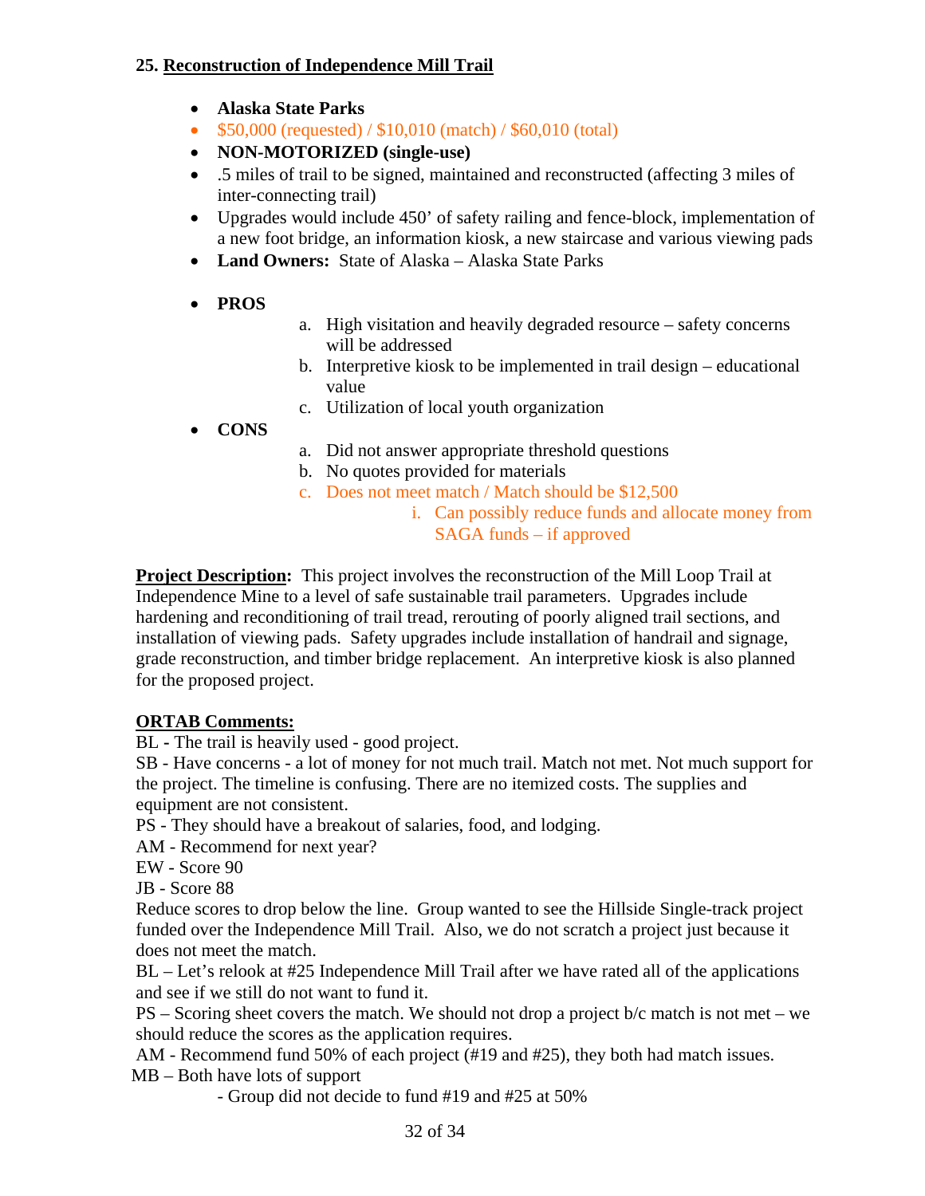## 25. Reconstruction of Independence Mill Trail

- **Alaska State Parks**
- $50,000 (requested) / $10,010 (match) / $60,010 (total)
- **NON-MOTORIZED (single-use)**
- .5 miles of trail to be signed, maintained and reconstructed (affecting 3 miles of inter-connecting trail)
- Upgrades would include 450' of safety railing and fence-block, implementation of a new foot bridge, an information kiosk, a new staircase and various viewing pads
- **Land Owners:** State of Alaska – Alaska State Parks
- **PROS**
  - a. High visitation and heavily degraded resource – safety concerns will be addressed
  - b. Interpretive kiosk to be implemented in trail design – educational value
  - c. Utilization of local youth organization
- **CONS**
  - a. Did not answer appropriate threshold questions
  - b. No quotes provided for materials
  - c. Does not meet match / Match should be $12,500
    - i. Can possibly reduce funds and allocate money from SAGA funds – if approved

**Project Description:** This project involves the reconstruction of the Mill Loop Trail at Independence Mine to a level of safe sustainable trail parameters. Upgrades include hardening and reconditioning of trail tread, rerouting of poorly aligned trail sections, and installation of viewing pads. Safety upgrades include installation of handrail and signage, grade reconstruction, and timber bridge replacement. An interpretive kiosk is also planned for the proposed project.

**ORTAB Comments:**

BL - The trail is heavily used - good project.
SB - Have concerns - a lot of money for not much trail. Match not met. Not much support for the project. The timeline is confusing. There are no itemized costs. The supplies and equipment are not consistent.
PS - They should have a breakout of salaries, food, and lodging.
AM - Recommend for next year?
EW - Score 90
JB - Score 88
Reduce scores to drop below the line. Group wanted to see the Hillside Single-track project funded over the Independence Mill Trail. Also, we do not scratch a project just because it does not meet the match.
BL – Let's relook at #25 Independence Mill Trail after we have rated all of the applications and see if we still do not want to fund it.
PS – Scoring sheet covers the match. We should not drop a project b/c match is not met – we should reduce the scores as the application requires.
AM - Recommend fund 50% of each project (#19 and #25), they both had match issues.
MB – Both have lots of support

- Group did not decide to fund #19 and #25 at 50%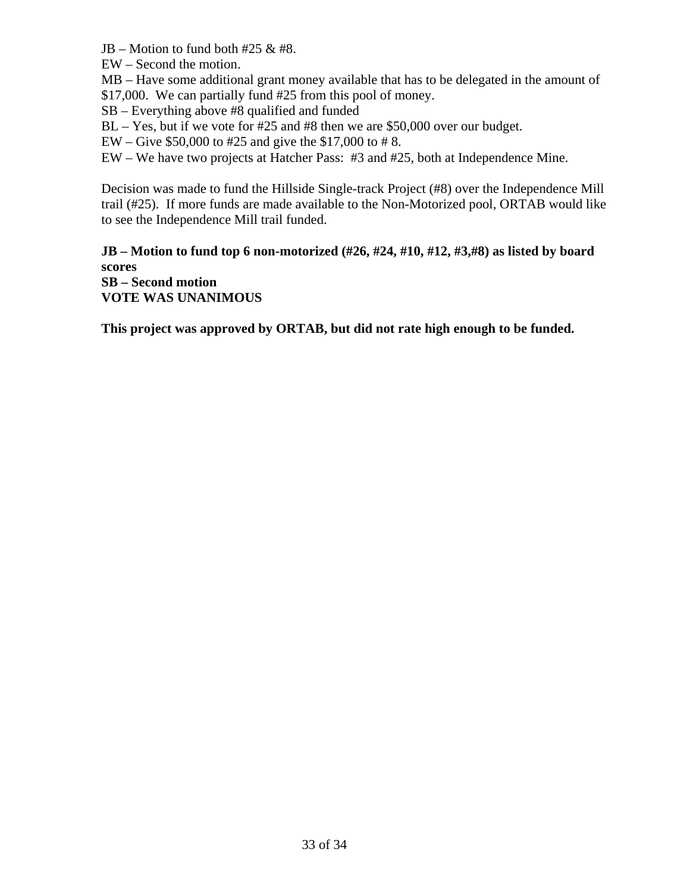JB – Motion to fund both #25 & #8.

EW – Second the motion.

MB – Have some additional grant money available that has to be delegated in the amount of $17,000. We can partially fund #25 from this pool of money.

SB – Everything above #8 qualified and funded

BL – Yes, but if we vote for #25 and #8 then we are $50,000 over our budget.

EW – Give $50,000 to #25 and give the $17,000 to # 8.

EW – We have two projects at Hatcher Pass: #3 and #25, both at Independence Mine.

Decision was made to fund the Hillside Single-track Project (#8) over the Independence Mill trail (#25). If more funds are made available to the Non-Motorized pool, ORTAB would like to see the Independence Mill trail funded.

**JB – Motion to fund top 6 non-motorized (#26, #24, #10, #12, #3,#8) as listed by board scores**
**SB – Second motion**
**VOTE WAS UNANIMOUS**

**This project was approved by ORTAB, but did not rate high enough to be funded.**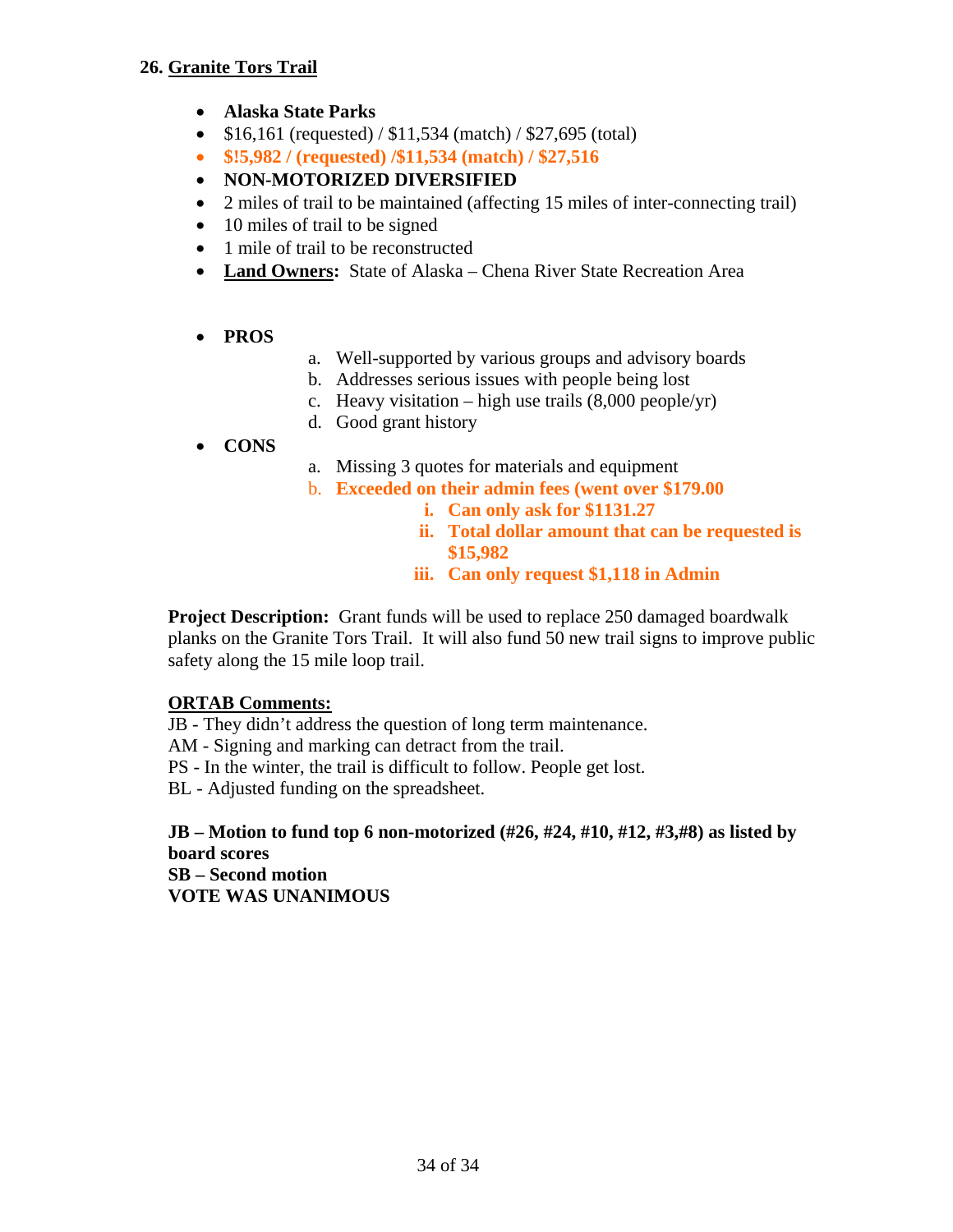**26. <u>Granite Tors Trail</u>**

- **Alaska State Parks**
- $16,161 (requested) / $11,534 (match) / $27,695 (total)
- **$!5,982 / (requested) /$11,534 (match) / $27,516**
- **NON-MOTORIZED DIVERSIFIED**
- 2 miles of trail to be maintained (affecting 15 miles of inter-connecting trail)
- 10 miles of trail to be signed
- 1 mile of trail to be reconstructed
- **<u>Land Owners</u>:** State of Alaska – Chena River State Recreation Area

- **PROS**
  a. Well-supported by various groups and advisory boards
  b. Addresses serious issues with people being lost
  c. Heavy visitation – high use trails (8,000 people/yr)
  d. Good grant history
- **CONS**
  a. Missing 3 quotes for materials and equipment
  b. **Exceeded on their admin fees (went over $179.00**
     i. **Can only ask for $1131.27**
     ii. **Total dollar amount that can be requested is $15,982**
     iii. **Can only request $1,118 in Admin**

**Project Description:** Grant funds will be used to replace 250 damaged boardwalk planks on the Granite Tors Trail. It will also fund 50 new trail signs to improve public safety along the 15 mile loop trail.

**<u>ORTAB Comments:</u>**
JB - They didn't address the question of long term maintenance.
AM - Signing and marking can detract from the trail.
PS - In the winter, the trail is difficult to follow. People get lost.
BL - Adjusted funding on the spreadsheet.

**JB – Motion to fund top 6 non-motorized (#26, #24, #10, #12, #3,#8) as listed by board scores**
**SB – Second motion**
**VOTE WAS UNANIMOUS**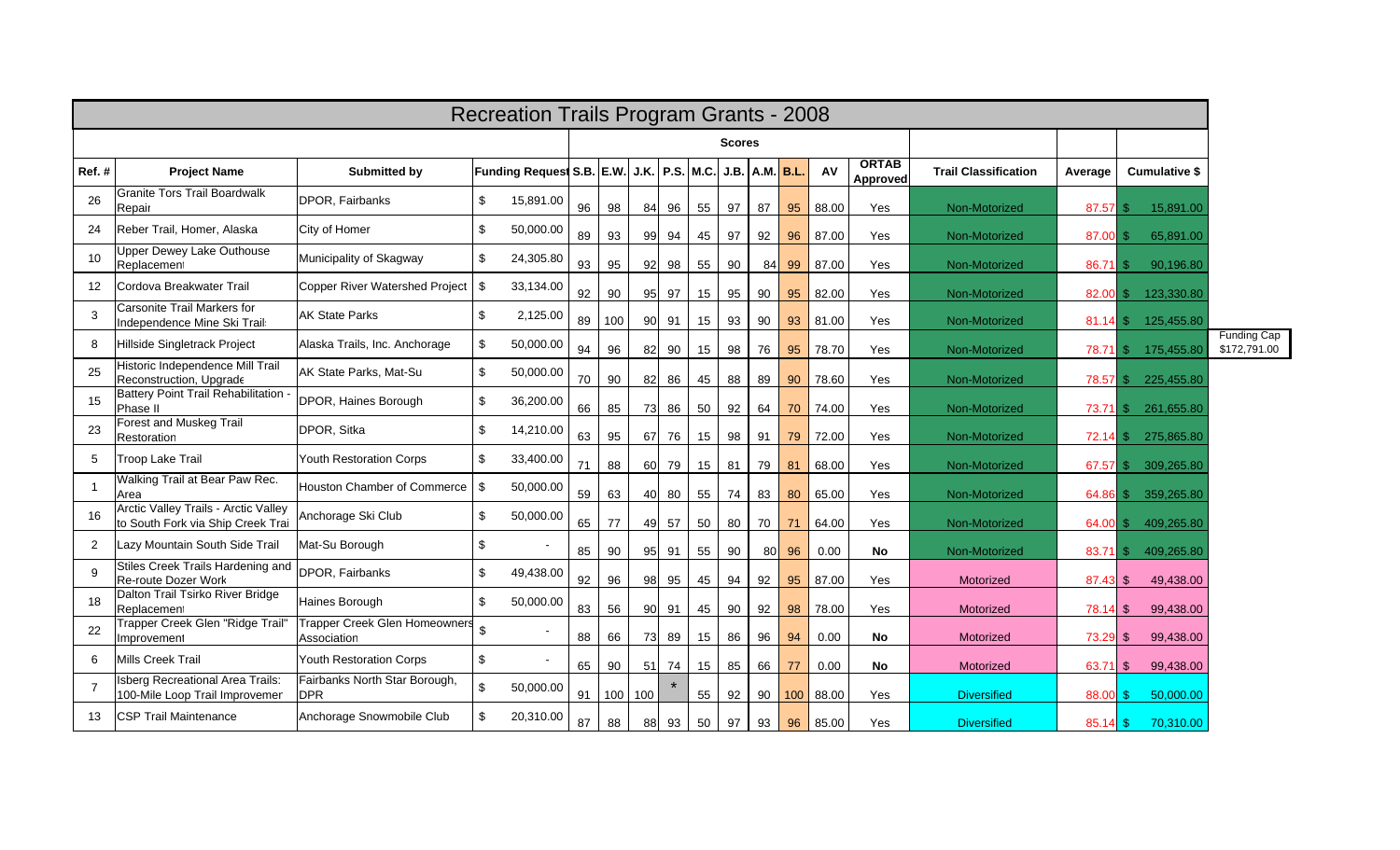# Recreation Trails Program Grants - 2008

| Ref. # | Project Name | Submitted by | Funding Request | Scores S.B. | E.W. | J.K. | P.S. | M.C. | J.B. | A.M. | B.L. | AV | ORTAB Approved | Trail Classification | Average | Cumulative $ | |
|---|---|---|---|---|---|---|---|---|---|---|---|---|---|---|---|---|---|
| 26 | Granite Tors Trail Boardwalk Repair | DPOR, Fairbanks | $ 15,891.00 | 96 | 98 | 84 | 96 | 55 | 97 | 87 | 95 | 88.00 | Yes | Non-Motorized | 87.57 | $ 15,891.00 | |
| 24 | Reber Trail, Homer, Alaska | City of Homer | $ 50,000.00 | 89 | 93 | 99 | 94 | 45 | 97 | 92 | 96 | 87.00 | Yes | Non-Motorized | 87.00 | $ 65,891.00 | |
| 10 | Upper Dewey Lake Outhouse Replacement | Municipality of Skagway | $ 24,305.80 | 93 | 95 | 92 | 98 | 55 | 90 | 84 | 99 | 87.00 | Yes | Non-Motorized | 86.71 | $ 90,196.80 | |
| 12 | Cordova Breakwater Trail | Copper River Watershed Project | $ 33,134.00 | 92 | 90 | 95 | 97 | 15 | 95 | 90 | 95 | 82.00 | Yes | Non-Motorized | 82.00 | $ 123,330.80 | |
| 3 | Carsonite Trail Markers for Independence Mine Ski Trails | AK State Parks | $ 2,125.00 | 89 | 100 | 90 | 91 | 15 | 93 | 90 | 93 | 81.00 | Yes | Non-Motorized | 81.14 | $ 125,455.80 | |
| 8 | Hillside Singletrack Project | Alaska Trails, Inc. Anchorage | $ 50,000.00 | 94 | 96 | 82 | 90 | 15 | 98 | 76 | 95 | 78.70 | Yes | Non-Motorized | 78.71 | $ 175,455.80 | Funding Cap $172,791.00 |
| 25 | Historic Independence Mill Trail Reconstruction, Upgrade | AK State Parks, Mat-Su | $ 50,000.00 | 70 | 90 | 82 | 86 | 45 | 88 | 89 | 90 | 78.60 | Yes | Non-Motorized | 78.57 | $ 225,455.80 | |
| 15 | Battery Point Trail Rehabilitation - Phase II | DPOR, Haines Borough | $ 36,200.00 | 66 | 85 | 73 | 86 | 50 | 92 | 64 | 70 | 74.00 | Yes | Non-Motorized | 73.71 | $ 261,655.80 | |
| 23 | Forest and Muskeg Trail Restoration | DPOR, Sitka | $ 14,210.00 | 63 | 95 | 67 | 76 | 15 | 98 | 91 | 79 | 72.00 | Yes | Non-Motorized | 72.14 | $ 275,865.80 | |
| 5 | Troop Lake Trail | Youth Restoration Corps | $ 33,400.00 | 71 | 88 | 60 | 79 | 15 | 81 | 79 | 81 | 68.00 | Yes | Non-Motorized | 67.57 | $ 309,265.80 | |
| 1 | Walking Trail at Bear Paw Rec. Area | Houston Chamber of Commerce | $ 50,000.00 | 59 | 63 | 40 | 80 | 55 | 74 | 83 | 80 | 65.00 | Yes | Non-Motorized | 64.86 | $ 359,265.80 | |
| 16 | Arctic Valley Trails - Arctic Valley to South Fork via Ship Creek Trail | Anchorage Ski Club | $ 50,000.00 | 65 | 77 | 49 | 57 | 50 | 80 | 70 | 71 | 64.00 | Yes | Non-Motorized | 64.00 | $ 409,265.80 | |
| 2 | Lazy Mountain South Side Trail | Mat-Su Borough | $ - | 85 | 90 | 95 | 91 | 55 | 90 | 80 | 96 | 0.00 | **No** | Non-Motorized | 83.71 | $ 409,265.80 | |
| 9 | Stiles Creek Trails Hardening and Re-route Dozer Work | DPOR, Fairbanks | $ 49,438.00 | 92 | 96 | 98 | 95 | 45 | 94 | 92 | 95 | 87.00 | Yes | Motorized | 87.43 | $ 49,438.00 | |
| 18 | Dalton Trail Tsirko River Bridge Replacement | Haines Borough | $ 50,000.00 | 83 | 56 | 90 | 91 | 45 | 90 | 92 | 98 | 78.00 | Yes | Motorized | 78.14 | $ 99,438.00 | |
| 22 | Trapper Creek Glen "Ridge Trail" Improvement | Trapper Creek Glen Homeowners Association | $ - | 88 | 66 | 73 | 89 | 15 | 86 | 96 | 94 | 0.00 | **No** | Motorized | 73.29 | $ 99,438.00 | |
| 6 | Mills Creek Trail | Youth Restoration Corps | $ - | 65 | 90 | 51 | 74 | 15 | 85 | 66 | 77 | 0.00 | **No** | Motorized | 63.71 | $ 99,438.00 | |
| 7 | Isberg Recreational Area Trails: 100-Mile Loop Trail Improvement | Fairbanks North Star Borough, DPR | $ 50,000.00 | 91 | 100 | 100 | * | 55 | 92 | 90 | 100 | 88.00 | Yes | Diversified | 88.00 | $ 50,000.00 | |
| 13 | CSP Trail Maintenance | Anchorage Snowmobile Club | $ 20,310.00 | 87 | 88 | 88 | 93 | 50 | 97 | 93 | 96 | 85.00 | Yes | Diversified | 85.14 | $ 70,310.00 | |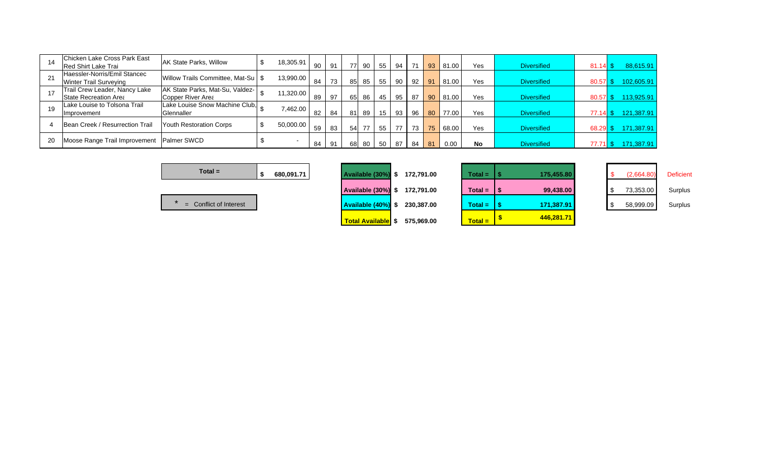| | | | | | | | | | | | | | | | | | |
|---|---|---|---|---|---|---|---|---|---|---|---|---|---|---|---|---|---|
| 14 | Chicken Lake Cross Park East Red Shirt Lake Trai | AK State Parks, Willow | $ 18,305.91 | 90 | 91 | 77 | 90 | 55 | 94 | 71 | 93 | 81.00 | Yes | Diversified | 81.14 | $ 88,615.91 |
| 21 | Haessler-Norris/Emil Stancec Winter Trail Surveying | Willow Trails Committee, Mat-Su | $ 13,990.00 | 84 | 73 | 85 | 85 | 55 | 90 | 92 | 91 | 81.00 | Yes | Diversified | 80.57 | $ 102,605.91 |
| 17 | Trail Crew Leader, Nancy Lake State Recreation Area | AK State Parks, Mat-Su, Valdez-Copper River Area | $ 11,320.00 | 89 | 97 | 65 | 86 | 45 | 95 | 87 | 90 | 81.00 | Yes | Diversified | 80.57 | $ 113,925.91 |
| 19 | Lake Louise to Tolsona Trail Improvement | Lake Louise Snow Machine Club, Glennallen | $ 7,462.00 | 82 | 84 | 81 | 89 | 15 | 93 | 96 | 80 | 77.00 | Yes | Diversified | 77.14 | $ 121,387.91 |
| 4 | Bean Creek / Resurrection Trail | Youth Restoration Corps | $ 50,000.00 | 59 | 83 | 54 | 77 | 55 | 77 | 73 | 75 | 68.00 | Yes | Diversified | 68.29 | $ 171,387.91 |
| 20 | Moose Range Trail Improvement | Palmer SWCD | $ - | 84 | 91 | 68 | 80 | 50 | 87 | 84 | 81 | 0.00 | No | Diversified | 77.71 | $ 171,387.91 |

| | |
|---|---|
| Total = | $ 680,091.71 |

* = Conflict of Interest

| | | | | |
|---|---|---|---|---|
| Available (30%) | $ 172,791.00 | Total = | $ 175,455.80 | $ (2,664.80) Deficient |
| Available (30%) | $ 172,791.00 | Total = | $ 99,438.00 | $ 73,353.00 Surplus |
| Available (40%) | $ 230,387.00 | Total = | $ 171,387.91 | $ 58,999.09 Surplus |
| Total Available | $ 575,969.00 | Total = | $ 446,281.71 | |